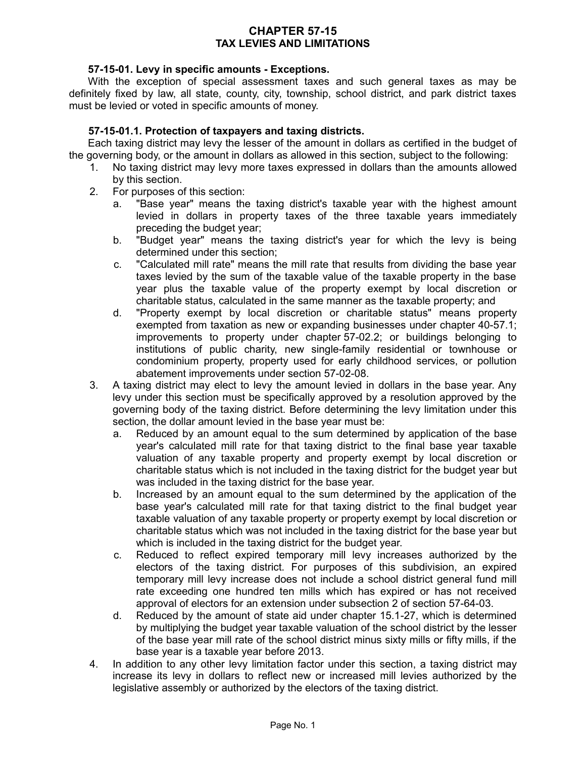# CHAPTER 57-15
# TAX LEVIES AND LIMITATIONS

### 57-15-01. Levy in specific amounts - Exceptions.

With the exception of special assessment taxes and such general taxes as may be definitely fixed by law, all state, county, city, township, school district, and park district taxes must be levied or voted in specific amounts of money.

### 57-15-01.1. Protection of taxpayers and taxing districts.

Each taxing district may levy the lesser of the amount in dollars as certified in the budget of the governing body, or the amount in dollars as allowed in this section, subject to the following:

1. No taxing district may levy more taxes expressed in dollars than the amounts allowed by this section.
2. For purposes of this section:
   a. "Base year" means the taxing district's taxable year with the highest amount levied in dollars in property taxes of the three taxable years immediately preceding the budget year;
   b. "Budget year" means the taxing district's year for which the levy is being determined under this section;
   c. "Calculated mill rate" means the mill rate that results from dividing the base year taxes levied by the sum of the taxable value of the taxable property in the base year plus the taxable value of the property exempt by local discretion or charitable status, calculated in the same manner as the taxable property; and
   d. "Property exempt by local discretion or charitable status" means property exempted from taxation as new or expanding businesses under chapter 40-57.1; improvements to property under chapter 57-02.2; or buildings belonging to institutions of public charity, new single-family residential or townhouse or condominium property, property used for early childhood services, or pollution abatement improvements under section 57-02-08.
3. A taxing district may elect to levy the amount levied in dollars in the base year. Any levy under this section must be specifically approved by a resolution approved by the governing body of the taxing district. Before determining the levy limitation under this section, the dollar amount levied in the base year must be:
   a. Reduced by an amount equal to the sum determined by application of the base year's calculated mill rate for that taxing district to the final base year taxable valuation of any taxable property and property exempt by local discretion or charitable status which is not included in the taxing district for the budget year but was included in the taxing district for the base year.
   b. Increased by an amount equal to the sum determined by the application of the base year's calculated mill rate for that taxing district to the final budget year taxable valuation of any taxable property or property exempt by local discretion or charitable status which was not included in the taxing district for the base year but which is included in the taxing district for the budget year.
   c. Reduced to reflect expired temporary mill levy increases authorized by the electors of the taxing district. For purposes of this subdivision, an expired temporary mill levy increase does not include a school district general fund mill rate exceeding one hundred ten mills which has expired or has not received approval of electors for an extension under subsection 2 of section 57-64-03.
   d. Reduced by the amount of state aid under chapter 15.1-27, which is determined by multiplying the budget year taxable valuation of the school district by the lesser of the base year mill rate of the school district minus sixty mills or fifty mills, if the base year is a taxable year before 2013.
4. In addition to any other levy limitation factor under this section, a taxing district may increase its levy in dollars to reflect new or increased mill levies authorized by the legislative assembly or authorized by the electors of the taxing district.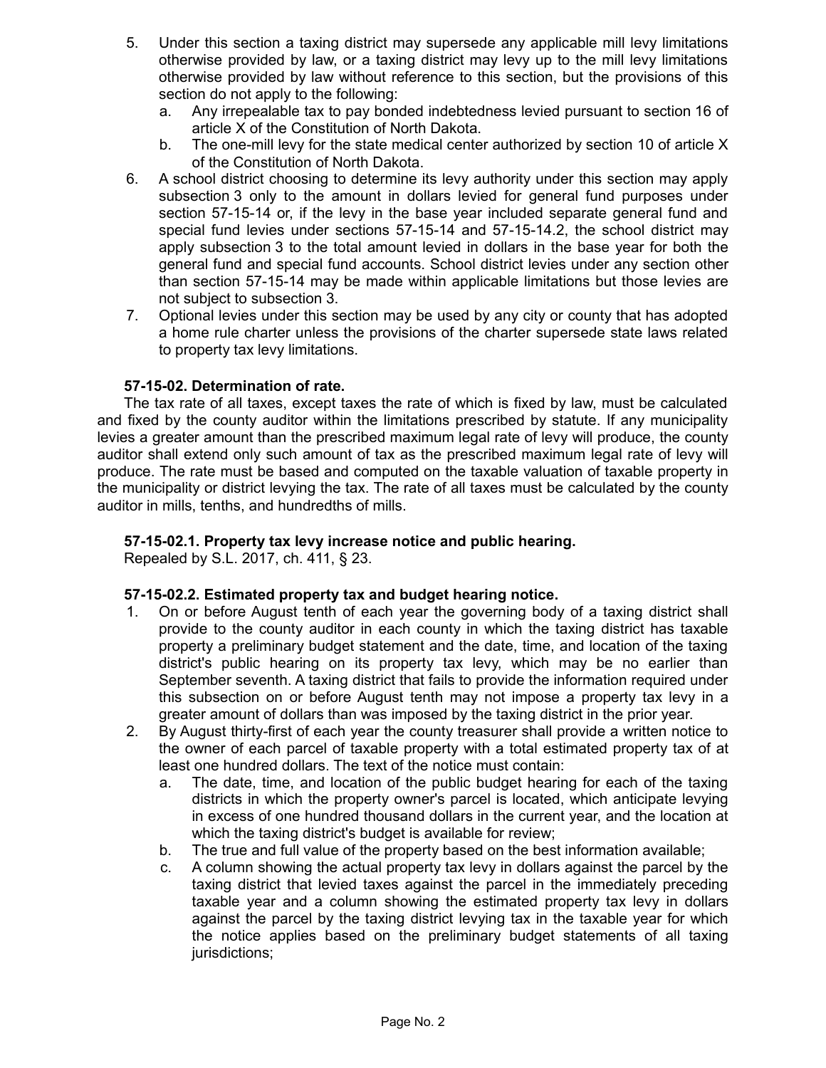5. Under this section a taxing district may supersede any applicable mill levy limitations otherwise provided by law, or a taxing district may levy up to the mill levy limitations otherwise provided by law without reference to this section, but the provisions of this section do not apply to the following:
   a. Any irrepealable tax to pay bonded indebtedness levied pursuant to section 16 of article X of the Constitution of North Dakota.
   b. The one-mill levy for the state medical center authorized by section 10 of article X of the Constitution of North Dakota.
6. A school district choosing to determine its levy authority under this section may apply subsection 3 only to the amount in dollars levied for general fund purposes under section 57-15-14 or, if the levy in the base year included separate general fund and special fund levies under sections 57-15-14 and 57-15-14.2, the school district may apply subsection 3 to the total amount levied in dollars in the base year for both the general fund and special fund accounts. School district levies under any section other than section 57-15-14 may be made within applicable limitations but those levies are not subject to subsection 3.
7. Optional levies under this section may be used by any city or county that has adopted a home rule charter unless the provisions of the charter supersede state laws related to property tax levy limitations.

**57-15-02. Determination of rate.**

The tax rate of all taxes, except taxes the rate of which is fixed by law, must be calculated and fixed by the county auditor within the limitations prescribed by statute. If any municipality levies a greater amount than the prescribed maximum legal rate of levy will produce, the county auditor shall extend only such amount of tax as the prescribed maximum legal rate of levy will produce. The rate must be based and computed on the taxable valuation of taxable property in the municipality or district levying the tax. The rate of all taxes must be calculated by the county auditor in mills, tenths, and hundredths of mills.

**57-15-02.1. Property tax levy increase notice and public hearing.**

Repealed by S.L. 2017, ch. 411, § 23.

**57-15-02.2. Estimated property tax and budget hearing notice.**

1. On or before August tenth of each year the governing body of a taxing district shall provide to the county auditor in each county in which the taxing district has taxable property a preliminary budget statement and the date, time, and location of the taxing district's public hearing on its property tax levy, which may be no earlier than September seventh. A taxing district that fails to provide the information required under this subsection on or before August tenth may not impose a property tax levy in a greater amount of dollars than was imposed by the taxing district in the prior year.
2. By August thirty-first of each year the county treasurer shall provide a written notice to the owner of each parcel of taxable property with a total estimated property tax of at least one hundred dollars. The text of the notice must contain:
   a. The date, time, and location of the public budget hearing for each of the taxing districts in which the property owner's parcel is located, which anticipate levying in excess of one hundred thousand dollars in the current year, and the location at which the taxing district's budget is available for review;
   b. The true and full value of the property based on the best information available;
   c. A column showing the actual property tax levy in dollars against the parcel by the taxing district that levied taxes against the parcel in the immediately preceding taxable year and a column showing the estimated property tax levy in dollars against the parcel by the taxing district levying tax in the taxable year for which the notice applies based on the preliminary budget statements of all taxing jurisdictions;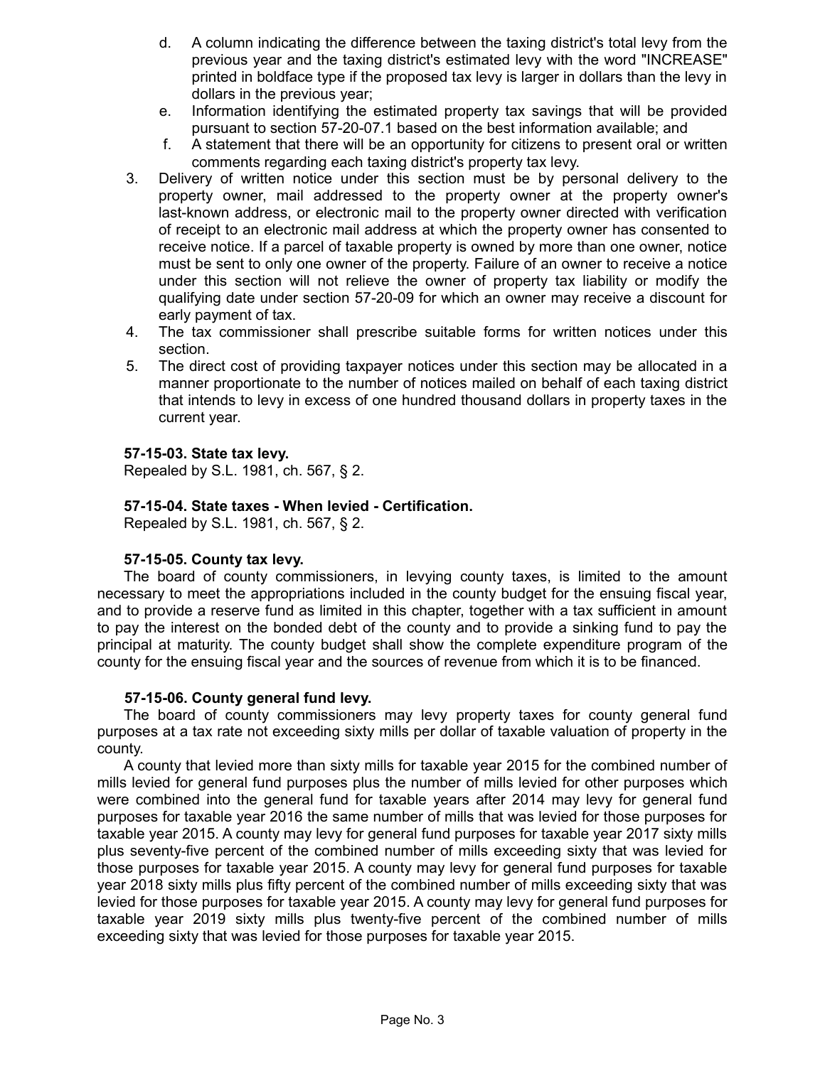d. A column indicating the difference between the taxing district's total levy from the previous year and the taxing district's estimated levy with the word "INCREASE" printed in boldface type if the proposed tax levy is larger in dollars than the levy in dollars in the previous year;

e. Information identifying the estimated property tax savings that will be provided pursuant to section 57-20-07.1 based on the best information available; and

f. A statement that there will be an opportunity for citizens to present oral or written comments regarding each taxing district's property tax levy.

3. Delivery of written notice under this section must be by personal delivery to the property owner, mail addressed to the property owner at the property owner's last-known address, or electronic mail to the property owner directed with verification of receipt to an electronic mail address at which the property owner has consented to receive notice. If a parcel of taxable property is owned by more than one owner, notice must be sent to only one owner of the property. Failure of an owner to receive a notice under this section will not relieve the owner of property tax liability or modify the qualifying date under section 57-20-09 for which an owner may receive a discount for early payment of tax.

4. The tax commissioner shall prescribe suitable forms for written notices under this section.

5. The direct cost of providing taxpayer notices under this section may be allocated in a manner proportionate to the number of notices mailed on behalf of each taxing district that intends to levy in excess of one hundred thousand dollars in property taxes in the current year.

**57-15-03. State tax levy.**

Repealed by S.L. 1981, ch. 567, § 2.

**57-15-04. State taxes - When levied - Certification.**

Repealed by S.L. 1981, ch. 567, § 2.

**57-15-05. County tax levy.**

The board of county commissioners, in levying county taxes, is limited to the amount necessary to meet the appropriations included in the county budget for the ensuing fiscal year, and to provide a reserve fund as limited in this chapter, together with a tax sufficient in amount to pay the interest on the bonded debt of the county and to provide a sinking fund to pay the principal at maturity. The county budget shall show the complete expenditure program of the county for the ensuing fiscal year and the sources of revenue from which it is to be financed.

**57-15-06. County general fund levy.**

The board of county commissioners may levy property taxes for county general fund purposes at a tax rate not exceeding sixty mills per dollar of taxable valuation of property in the county.

A county that levied more than sixty mills for taxable year 2015 for the combined number of mills levied for general fund purposes plus the number of mills levied for other purposes which were combined into the general fund for taxable years after 2014 may levy for general fund purposes for taxable year 2016 the same number of mills that was levied for those purposes for taxable year 2015. A county may levy for general fund purposes for taxable year 2017 sixty mills plus seventy-five percent of the combined number of mills exceeding sixty that was levied for those purposes for taxable year 2015. A county may levy for general fund purposes for taxable year 2018 sixty mills plus fifty percent of the combined number of mills exceeding sixty that was levied for those purposes for taxable year 2015. A county may levy for general fund purposes for taxable year 2019 sixty mills plus twenty-five percent of the combined number of mills exceeding sixty that was levied for those purposes for taxable year 2015.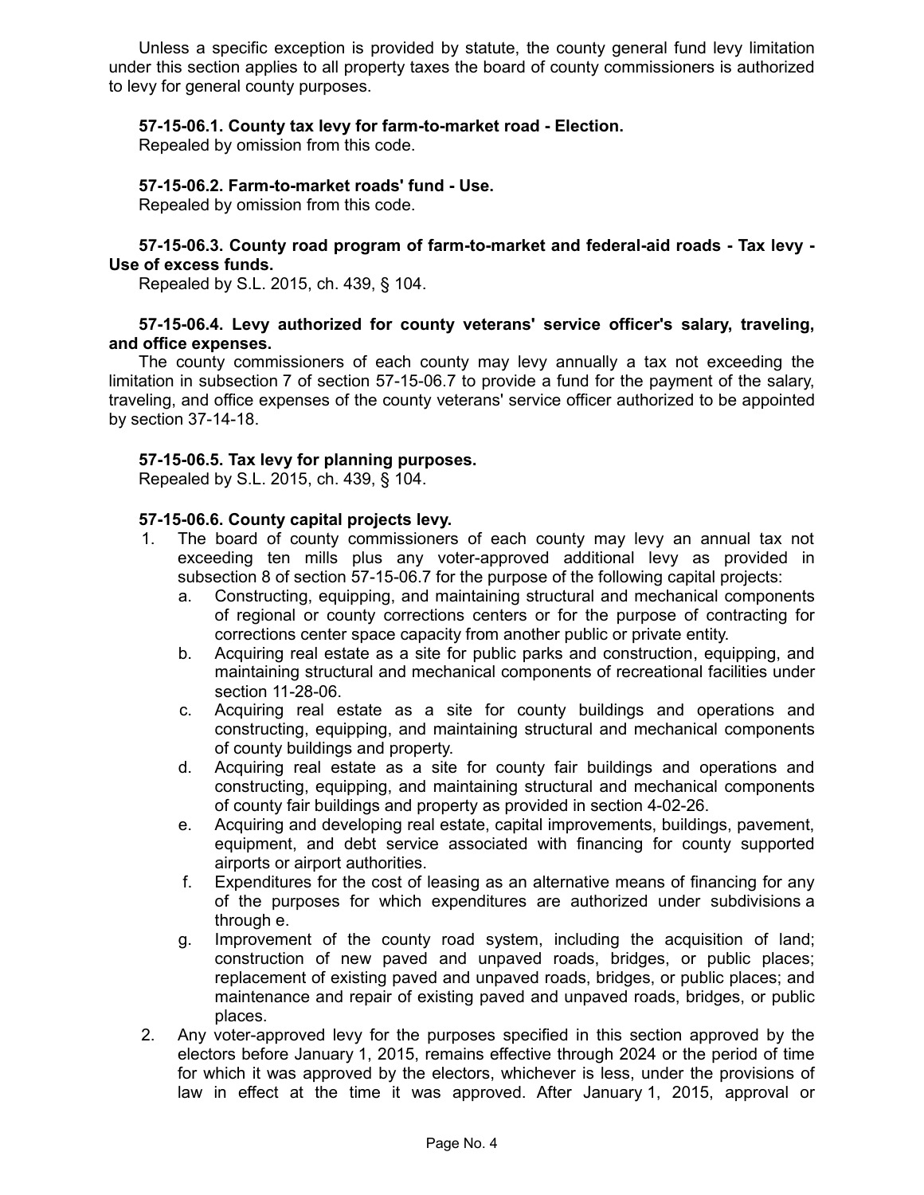Unless a specific exception is provided by statute, the county general fund levy limitation under this section applies to all property taxes the board of county commissioners is authorized to levy for general county purposes.

**57-15-06.1. County tax levy for farm-to-market road - Election.**

Repealed by omission from this code.

**57-15-06.2. Farm-to-market roads' fund - Use.**

Repealed by omission from this code.

**57-15-06.3. County road program of farm-to-market and federal-aid roads - Tax levy - Use of excess funds.**

Repealed by S.L. 2015, ch. 439, § 104.

**57-15-06.4. Levy authorized for county veterans' service officer's salary, traveling, and office expenses.**

The county commissioners of each county may levy annually a tax not exceeding the limitation in subsection 7 of section 57-15-06.7 to provide a fund for the payment of the salary, traveling, and office expenses of the county veterans' service officer authorized to be appointed by section 37-14-18.

**57-15-06.5. Tax levy for planning purposes.**

Repealed by S.L. 2015, ch. 439, § 104.

**57-15-06.6. County capital projects levy.**

1. The board of county commissioners of each county may levy an annual tax not exceeding ten mills plus any voter-approved additional levy as provided in subsection 8 of section 57-15-06.7 for the purpose of the following capital projects:
   a. Constructing, equipping, and maintaining structural and mechanical components of regional or county corrections centers or for the purpose of contracting for corrections center space capacity from another public or private entity.
   b. Acquiring real estate as a site for public parks and construction, equipping, and maintaining structural and mechanical components of recreational facilities under section 11-28-06.
   c. Acquiring real estate as a site for county buildings and operations and constructing, equipping, and maintaining structural and mechanical components of county buildings and property.
   d. Acquiring real estate as a site for county fair buildings and operations and constructing, equipping, and maintaining structural and mechanical components of county fair buildings and property as provided in section 4-02-26.
   e. Acquiring and developing real estate, capital improvements, buildings, pavement, equipment, and debt service associated with financing for county supported airports or airport authorities.
   f. Expenditures for the cost of leasing as an alternative means of financing for any of the purposes for which expenditures are authorized under subdivisions a through e.
   g. Improvement of the county road system, including the acquisition of land; construction of new paved and unpaved roads, bridges, or public places; replacement of existing paved and unpaved roads, bridges, or public places; and maintenance and repair of existing paved and unpaved roads, bridges, or public places.
2. Any voter-approved levy for the purposes specified in this section approved by the electors before January 1, 2015, remains effective through 2024 or the period of time for which it was approved by the electors, whichever is less, under the provisions of law in effect at the time it was approved. After January 1, 2015, approval or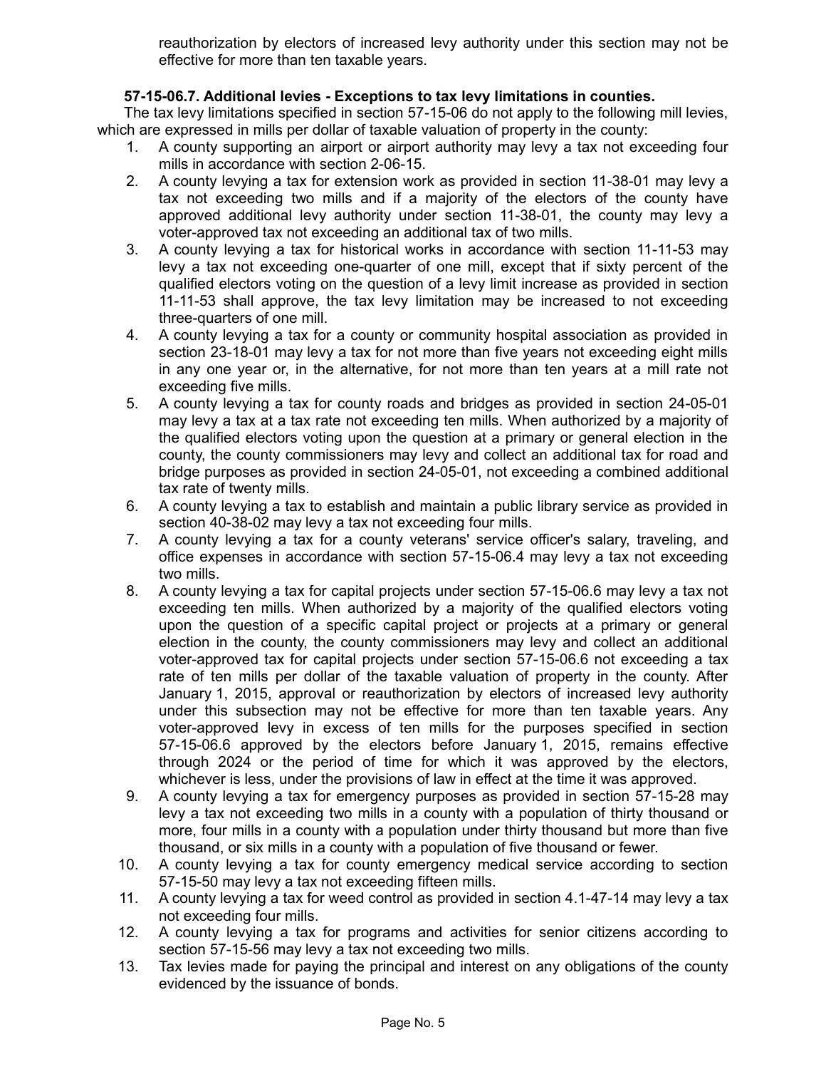reauthorization by electors of increased levy authority under this section may not be effective for more than ten taxable years.

**57-15-06.7. Additional levies - Exceptions to tax levy limitations in counties.**

The tax levy limitations specified in section 57-15-06 do not apply to the following mill levies, which are expressed in mills per dollar of taxable valuation of property in the county:

1. A county supporting an airport or airport authority may levy a tax not exceeding four mills in accordance with section 2-06-15.
2. A county levying a tax for extension work as provided in section 11-38-01 may levy a tax not exceeding two mills and if a majority of the electors of the county have approved additional levy authority under section 11-38-01, the county may levy a voter-approved tax not exceeding an additional tax of two mills.
3. A county levying a tax for historical works in accordance with section 11-11-53 may levy a tax not exceeding one-quarter of one mill, except that if sixty percent of the qualified electors voting on the question of a levy limit increase as provided in section 11-11-53 shall approve, the tax levy limitation may be increased to not exceeding three-quarters of one mill.
4. A county levying a tax for a county or community hospital association as provided in section 23-18-01 may levy a tax for not more than five years not exceeding eight mills in any one year or, in the alternative, for not more than ten years at a mill rate not exceeding five mills.
5. A county levying a tax for county roads and bridges as provided in section 24-05-01 may levy a tax at a tax rate not exceeding ten mills. When authorized by a majority of the qualified electors voting upon the question at a primary or general election in the county, the county commissioners may levy and collect an additional tax for road and bridge purposes as provided in section 24-05-01, not exceeding a combined additional tax rate of twenty mills.
6. A county levying a tax to establish and maintain a public library service as provided in section 40-38-02 may levy a tax not exceeding four mills.
7. A county levying a tax for a county veterans' service officer's salary, traveling, and office expenses in accordance with section 57-15-06.4 may levy a tax not exceeding two mills.
8. A county levying a tax for capital projects under section 57-15-06.6 may levy a tax not exceeding ten mills. When authorized by a majority of the qualified electors voting upon the question of a specific capital project or projects at a primary or general election in the county, the county commissioners may levy and collect an additional voter-approved tax for capital projects under section 57-15-06.6 not exceeding a tax rate of ten mills per dollar of the taxable valuation of property in the county. After January 1, 2015, approval or reauthorization by electors of increased levy authority under this subsection may not be effective for more than ten taxable years. Any voter-approved levy in excess of ten mills for the purposes specified in section 57-15-06.6 approved by the electors before January 1, 2015, remains effective through 2024 or the period of time for which it was approved by the electors, whichever is less, under the provisions of law in effect at the time it was approved.
9. A county levying a tax for emergency purposes as provided in section 57-15-28 may levy a tax not exceeding two mills in a county with a population of thirty thousand or more, four mills in a county with a population under thirty thousand but more than five thousand, or six mills in a county with a population of five thousand or fewer.
10. A county levying a tax for county emergency medical service according to section 57-15-50 may levy a tax not exceeding fifteen mills.
11. A county levying a tax for weed control as provided in section 4.1-47-14 may levy a tax not exceeding four mills.
12. A county levying a tax for programs and activities for senior citizens according to section 57-15-56 may levy a tax not exceeding two mills.
13. Tax levies made for paying the principal and interest on any obligations of the county evidenced by the issuance of bonds.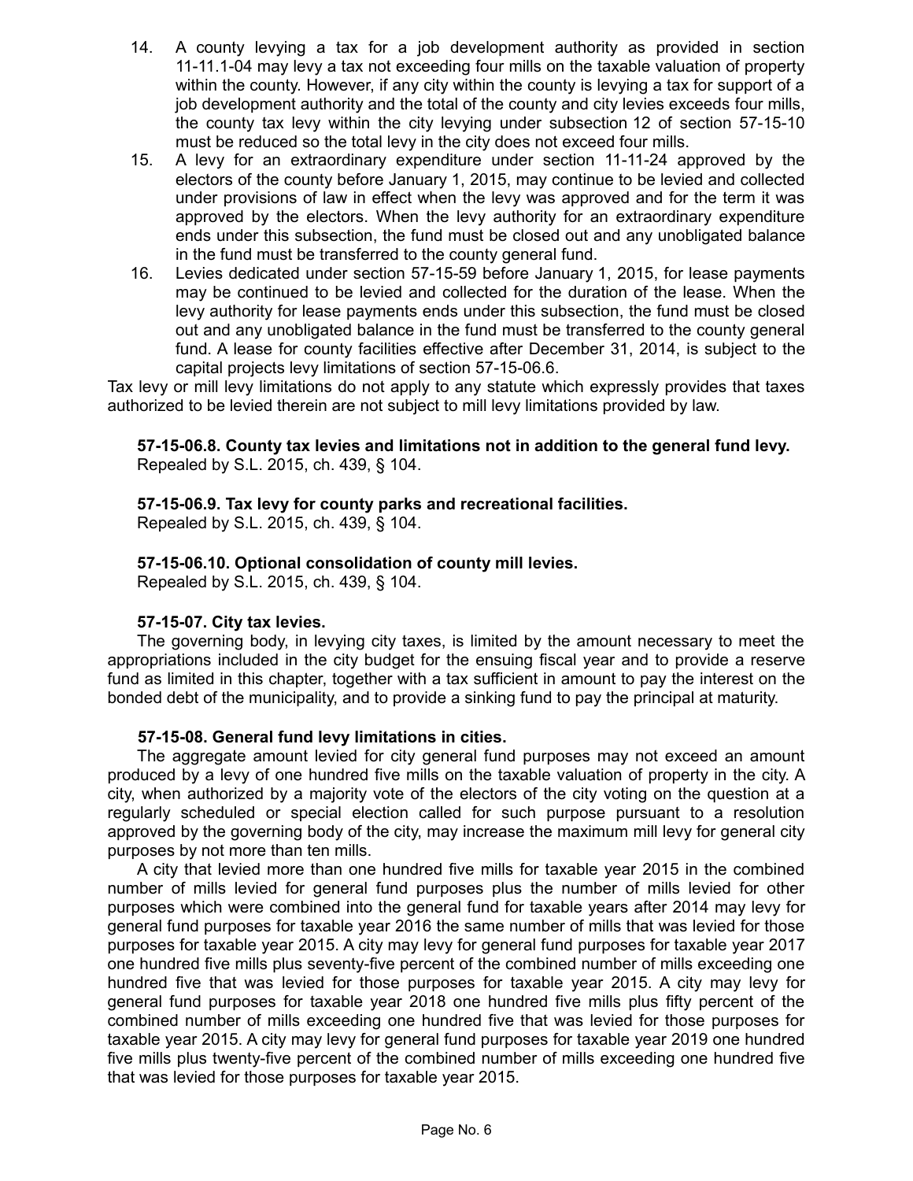14. A county levying a tax for a job development authority as provided in section 11-11.1-04 may levy a tax not exceeding four mills on the taxable valuation of property within the county. However, if any city within the county is levying a tax for support of a job development authority and the total of the county and city levies exceeds four mills, the county tax levy within the city levying under subsection 12 of section 57-15-10 must be reduced so the total levy in the city does not exceed four mills.
15. A levy for an extraordinary expenditure under section 11-11-24 approved by the electors of the county before January 1, 2015, may continue to be levied and collected under provisions of law in effect when the levy was approved and for the term it was approved by the electors. When the levy authority for an extraordinary expenditure ends under this subsection, the fund must be closed out and any unobligated balance in the fund must be transferred to the county general fund.
16. Levies dedicated under section 57-15-59 before January 1, 2015, for lease payments may be continued to be levied and collected for the duration of the lease. When the levy authority for lease payments ends under this subsection, the fund must be closed out and any unobligated balance in the fund must be transferred to the county general fund. A lease for county facilities effective after December 31, 2014, is subject to the capital projects levy limitations of section 57-15-06.6.

Tax levy or mill levy limitations do not apply to any statute which expressly provides that taxes authorized to be levied therein are not subject to mill levy limitations provided by law.

**57-15-06.8. County tax levies and limitations not in addition to the general fund levy.**
Repealed by S.L. 2015, ch. 439, § 104.

**57-15-06.9. Tax levy for county parks and recreational facilities.**
Repealed by S.L. 2015, ch. 439, § 104.

**57-15-06.10. Optional consolidation of county mill levies.**
Repealed by S.L. 2015, ch. 439, § 104.

**57-15-07. City tax levies.**

The governing body, in levying city taxes, is limited by the amount necessary to meet the appropriations included in the city budget for the ensuing fiscal year and to provide a reserve fund as limited in this chapter, together with a tax sufficient in amount to pay the interest on the bonded debt of the municipality, and to provide a sinking fund to pay the principal at maturity.

**57-15-08. General fund levy limitations in cities.**

The aggregate amount levied for city general fund purposes may not exceed an amount produced by a levy of one hundred five mills on the taxable valuation of property in the city. A city, when authorized by a majority vote of the electors of the city voting on the question at a regularly scheduled or special election called for such purpose pursuant to a resolution approved by the governing body of the city, may increase the maximum mill levy for general city purposes by not more than ten mills.

A city that levied more than one hundred five mills for taxable year 2015 in the combined number of mills levied for general fund purposes plus the number of mills levied for other purposes which were combined into the general fund for taxable years after 2014 may levy for general fund purposes for taxable year 2016 the same number of mills that was levied for those purposes for taxable year 2015. A city may levy for general fund purposes for taxable year 2017 one hundred five mills plus seventy-five percent of the combined number of mills exceeding one hundred five that was levied for those purposes for taxable year 2015. A city may levy for general fund purposes for taxable year 2018 one hundred five mills plus fifty percent of the combined number of mills exceeding one hundred five that was levied for those purposes for taxable year 2015. A city may levy for general fund purposes for taxable year 2019 one hundred five mills plus twenty-five percent of the combined number of mills exceeding one hundred five that was levied for those purposes for taxable year 2015.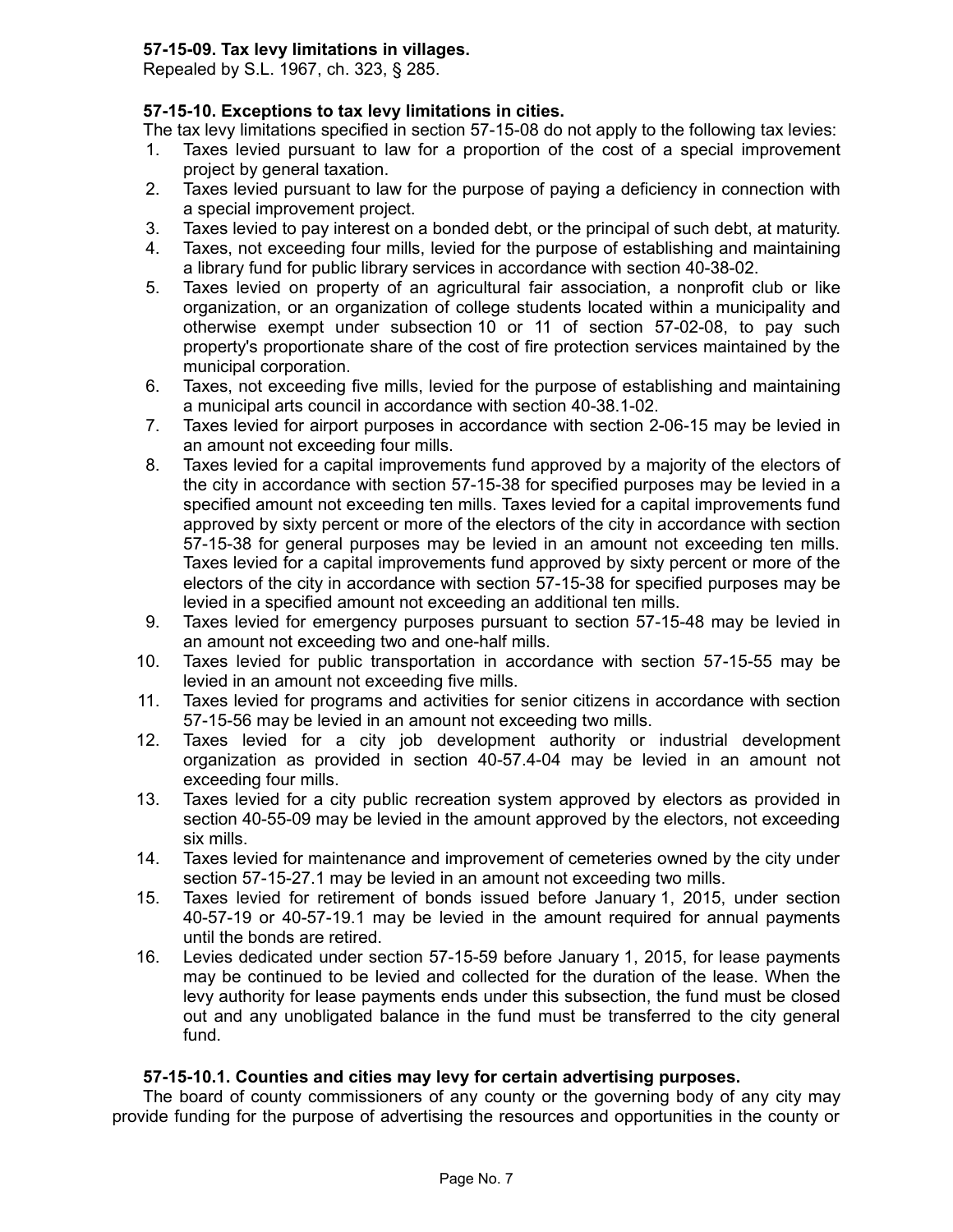**57-15-09. Tax levy limitations in villages.**

Repealed by S.L. 1967, ch. 323, § 285.

**57-15-10. Exceptions to tax levy limitations in cities.**

The tax levy limitations specified in section 57-15-08 do not apply to the following tax levies:

1. Taxes levied pursuant to law for a proportion of the cost of a special improvement project by general taxation.
2. Taxes levied pursuant to law for the purpose of paying a deficiency in connection with a special improvement project.
3. Taxes levied to pay interest on a bonded debt, or the principal of such debt, at maturity.
4. Taxes, not exceeding four mills, levied for the purpose of establishing and maintaining a library fund for public library services in accordance with section 40-38-02.
5. Taxes levied on property of an agricultural fair association, a nonprofit club or like organization, or an organization of college students located within a municipality and otherwise exempt under subsection 10 or 11 of section 57-02-08, to pay such property's proportionate share of the cost of fire protection services maintained by the municipal corporation.
6. Taxes, not exceeding five mills, levied for the purpose of establishing and maintaining a municipal arts council in accordance with section 40-38.1-02.
7. Taxes levied for airport purposes in accordance with section 2-06-15 may be levied in an amount not exceeding four mills.
8. Taxes levied for a capital improvements fund approved by a majority of the electors of the city in accordance with section 57-15-38 for specified purposes may be levied in a specified amount not exceeding ten mills. Taxes levied for a capital improvements fund approved by sixty percent or more of the electors of the city in accordance with section 57-15-38 for general purposes may be levied in an amount not exceeding ten mills. Taxes levied for a capital improvements fund approved by sixty percent or more of the electors of the city in accordance with section 57-15-38 for specified purposes may be levied in a specified amount not exceeding an additional ten mills.
9. Taxes levied for emergency purposes pursuant to section 57-15-48 may be levied in an amount not exceeding two and one-half mills.
10. Taxes levied for public transportation in accordance with section 57-15-55 may be levied in an amount not exceeding five mills.
11. Taxes levied for programs and activities for senior citizens in accordance with section 57-15-56 may be levied in an amount not exceeding two mills.
12. Taxes levied for a city job development authority or industrial development organization as provided in section 40-57.4-04 may be levied in an amount not exceeding four mills.
13. Taxes levied for a city public recreation system approved by electors as provided in section 40-55-09 may be levied in the amount approved by the electors, not exceeding six mills.
14. Taxes levied for maintenance and improvement of cemeteries owned by the city under section 57-15-27.1 may be levied in an amount not exceeding two mills.
15. Taxes levied for retirement of bonds issued before January 1, 2015, under section 40-57-19 or 40-57-19.1 may be levied in the amount required for annual payments until the bonds are retired.
16. Levies dedicated under section 57-15-59 before January 1, 2015, for lease payments may be continued to be levied and collected for the duration of the lease. When the levy authority for lease payments ends under this subsection, the fund must be closed out and any unobligated balance in the fund must be transferred to the city general fund.

**57-15-10.1. Counties and cities may levy for certain advertising purposes.**

The board of county commissioners of any county or the governing body of any city may provide funding for the purpose of advertising the resources and opportunities in the county or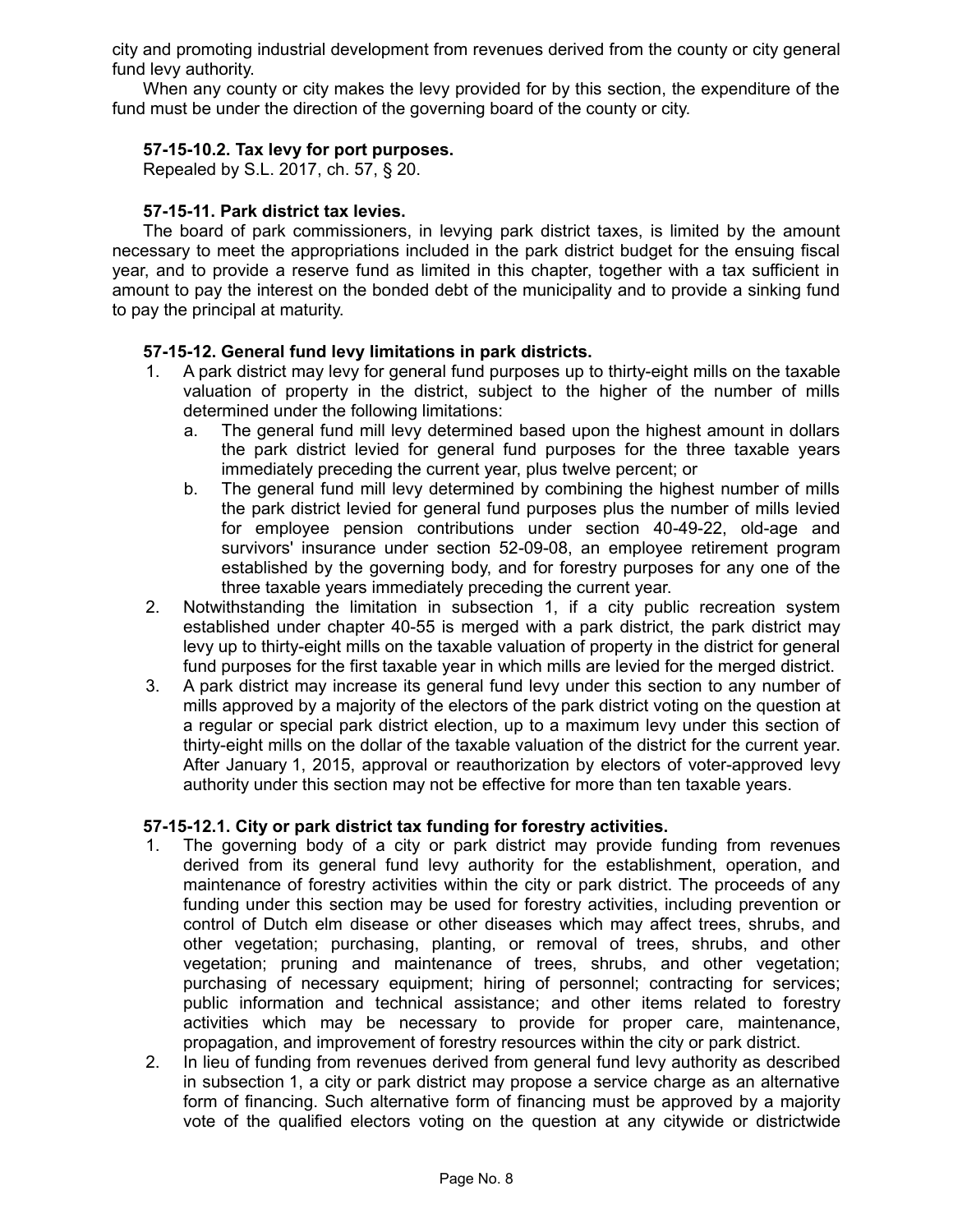city and promoting industrial development from revenues derived from the county or city general fund levy authority.

When any county or city makes the levy provided for by this section, the expenditure of the fund must be under the direction of the governing board of the county or city.

### 57-15-10.2. Tax levy for port purposes.

Repealed by S.L. 2017, ch. 57, § 20.

### 57-15-11. Park district tax levies.

The board of park commissioners, in levying park district taxes, is limited by the amount necessary to meet the appropriations included in the park district budget for the ensuing fiscal year, and to provide a reserve fund as limited in this chapter, together with a tax sufficient in amount to pay the interest on the bonded debt of the municipality and to provide a sinking fund to pay the principal at maturity.

### 57-15-12. General fund levy limitations in park districts.

1. A park district may levy for general fund purposes up to thirty-eight mills on the taxable valuation of property in the district, subject to the higher of the number of mills determined under the following limitations:
   a. The general fund mill levy determined based upon the highest amount in dollars the park district levied for general fund purposes for the three taxable years immediately preceding the current year, plus twelve percent; or
   b. The general fund mill levy determined by combining the highest number of mills the park district levied for general fund purposes plus the number of mills levied for employee pension contributions under section 40-49-22, old-age and survivors' insurance under section 52-09-08, an employee retirement program established by the governing body, and for forestry purposes for any one of the three taxable years immediately preceding the current year.
2. Notwithstanding the limitation in subsection 1, if a city public recreation system established under chapter 40-55 is merged with a park district, the park district may levy up to thirty-eight mills on the taxable valuation of property in the district for general fund purposes for the first taxable year in which mills are levied for the merged district.
3. A park district may increase its general fund levy under this section to any number of mills approved by a majority of the electors of the park district voting on the question at a regular or special park district election, up to a maximum levy under this section of thirty-eight mills on the dollar of the taxable valuation of the district for the current year. After January 1, 2015, approval or reauthorization by electors of voter-approved levy authority under this section may not be effective for more than ten taxable years.

### 57-15-12.1. City or park district tax funding for forestry activities.

1. The governing body of a city or park district may provide funding from revenues derived from its general fund levy authority for the establishment, operation, and maintenance of forestry activities within the city or park district. The proceeds of any funding under this section may be used for forestry activities, including prevention or control of Dutch elm disease or other diseases which may affect trees, shrubs, and other vegetation; purchasing, planting, or removal of trees, shrubs, and other vegetation; pruning and maintenance of trees, shrubs, and other vegetation; purchasing of necessary equipment; hiring of personnel; contracting for services; public information and technical assistance; and other items related to forestry activities which may be necessary to provide for proper care, maintenance, propagation, and improvement of forestry resources within the city or park district.
2. In lieu of funding from revenues derived from general fund levy authority as described in subsection 1, a city or park district may propose a service charge as an alternative form of financing. Such alternative form of financing must be approved by a majority vote of the qualified electors voting on the question at any citywide or districtwide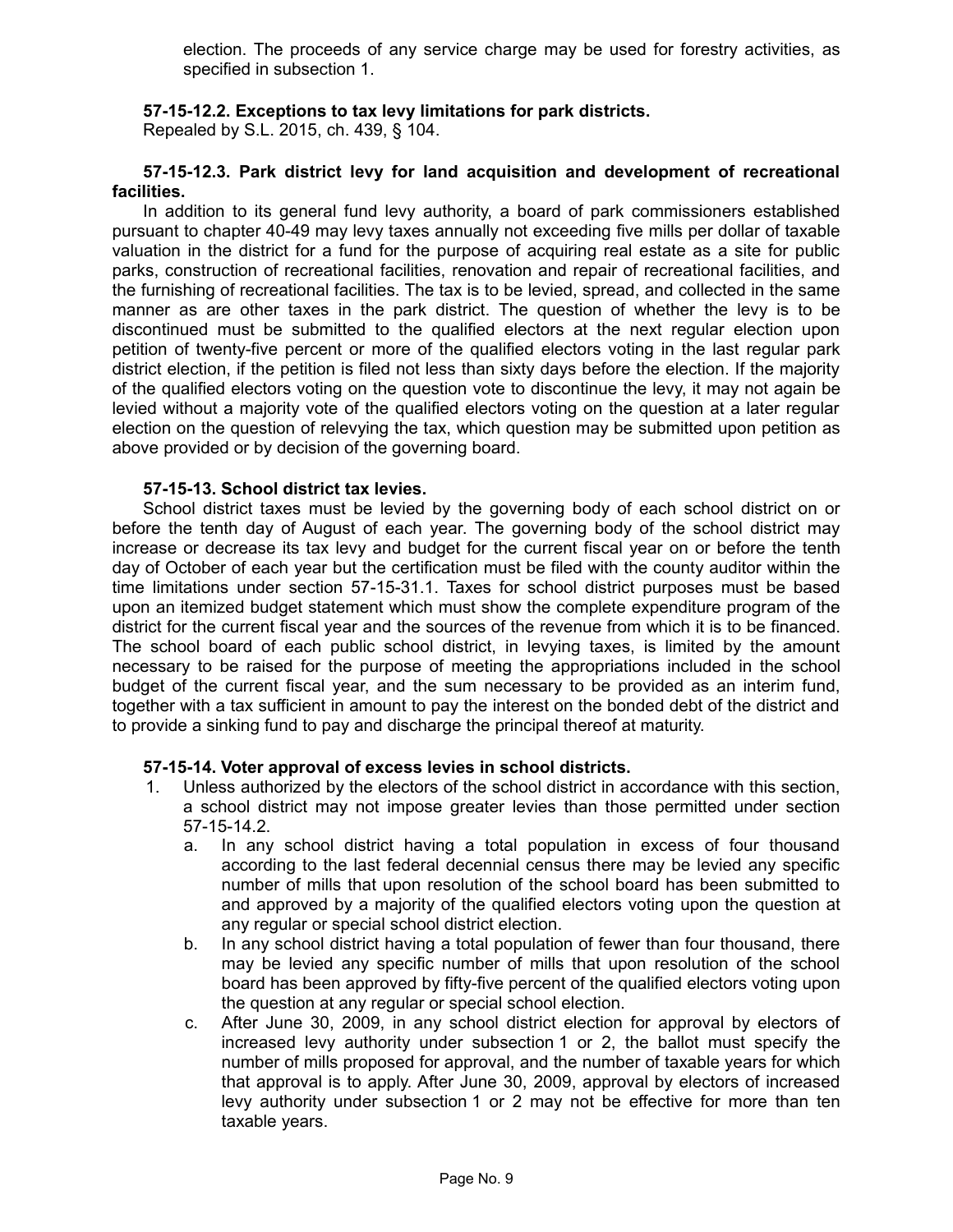election. The proceeds of any service charge may be used for forestry activities, as specified in subsection 1.

**57-15-12.2. Exceptions to tax levy limitations for park districts.**
Repealed by S.L. 2015, ch. 439, § 104.

**57-15-12.3. Park district levy for land acquisition and development of recreational facilities.**

In addition to its general fund levy authority, a board of park commissioners established pursuant to chapter 40-49 may levy taxes annually not exceeding five mills per dollar of taxable valuation in the district for a fund for the purpose of acquiring real estate as a site for public parks, construction of recreational facilities, renovation and repair of recreational facilities, and the furnishing of recreational facilities. The tax is to be levied, spread, and collected in the same manner as are other taxes in the park district. The question of whether the levy is to be discontinued must be submitted to the qualified electors at the next regular election upon petition of twenty-five percent or more of the qualified electors voting in the last regular park district election, if the petition is filed not less than sixty days before the election. If the majority of the qualified electors voting on the question vote to discontinue the levy, it may not again be levied without a majority vote of the qualified electors voting on the question at a later regular election on the question of relevying the tax, which question may be submitted upon petition as above provided or by decision of the governing board.

**57-15-13. School district tax levies.**

School district taxes must be levied by the governing body of each school district on or before the tenth day of August of each year. The governing body of the school district may increase or decrease its tax levy and budget for the current fiscal year on or before the tenth day of October of each year but the certification must be filed with the county auditor within the time limitations under section 57-15-31.1. Taxes for school district purposes must be based upon an itemized budget statement which must show the complete expenditure program of the district for the current fiscal year and the sources of the revenue from which it is to be financed. The school board of each public school district, in levying taxes, is limited by the amount necessary to be raised for the purpose of meeting the appropriations included in the school budget of the current fiscal year, and the sum necessary to be provided as an interim fund, together with a tax sufficient in amount to pay the interest on the bonded debt of the district and to provide a sinking fund to pay and discharge the principal thereof at maturity.

**57-15-14. Voter approval of excess levies in school districts.**

1. Unless authorized by the electors of the school district in accordance with this section, a school district may not impose greater levies than those permitted under section 57-15-14.2.
   a. In any school district having a total population in excess of four thousand according to the last federal decennial census there may be levied any specific number of mills that upon resolution of the school board has been submitted to and approved by a majority of the qualified electors voting upon the question at any regular or special school district election.
   b. In any school district having a total population of fewer than four thousand, there may be levied any specific number of mills that upon resolution of the school board has been approved by fifty-five percent of the qualified electors voting upon the question at any regular or special school election.
   c. After June 30, 2009, in any school district election for approval by electors of increased levy authority under subsection 1 or 2, the ballot must specify the number of mills proposed for approval, and the number of taxable years for which that approval is to apply. After June 30, 2009, approval by electors of increased levy authority under subsection 1 or 2 may not be effective for more than ten taxable years.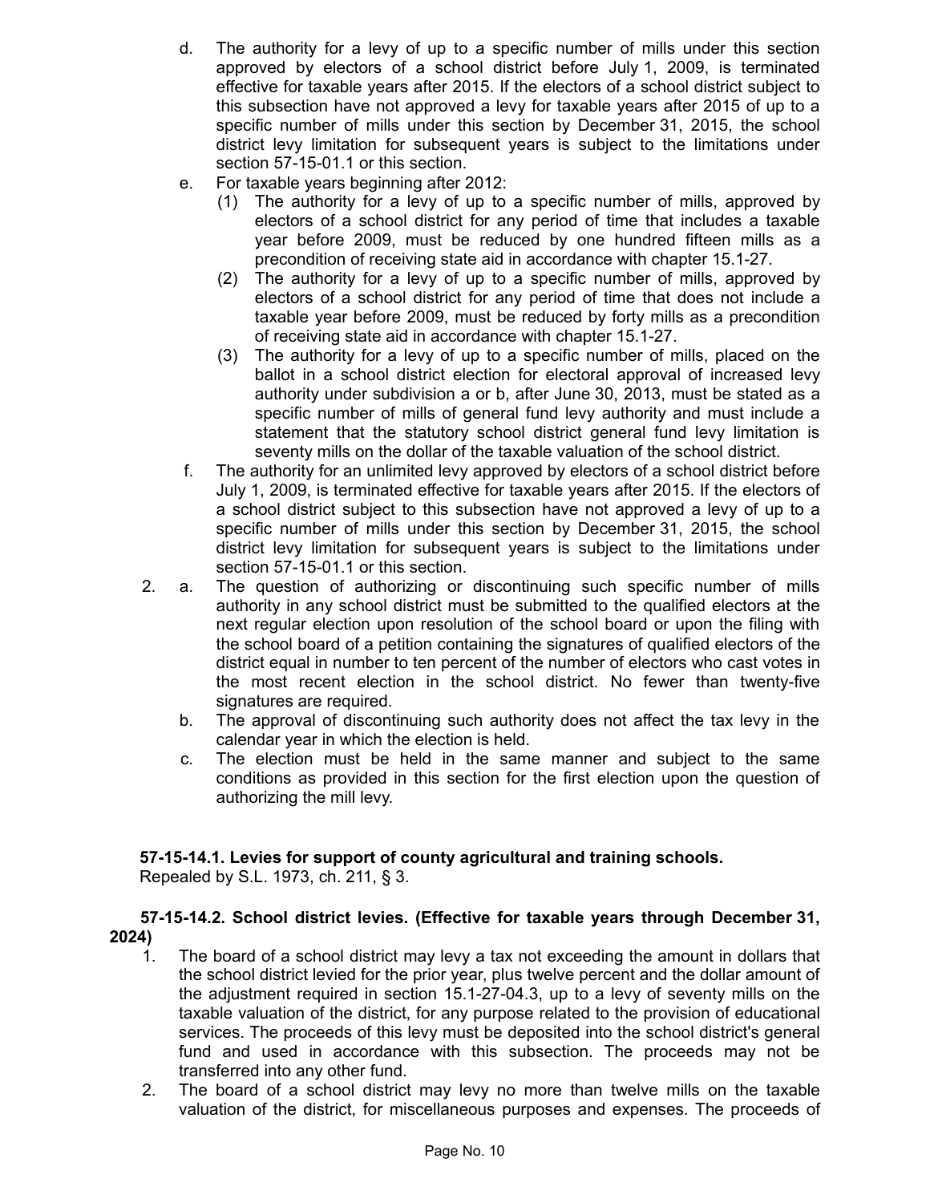d. The authority for a levy of up to a specific number of mills under this section approved by electors of a school district before July 1, 2009, is terminated effective for taxable years after 2015. If the electors of a school district subject to this subsection have not approved a levy for taxable years after 2015 of up to a specific number of mills under this section by December 31, 2015, the school district levy limitation for subsequent years is subject to the limitations under section 57-15-01.1 or this section.

e. For taxable years beginning after 2012:

   (1) The authority for a levy of up to a specific number of mills, approved by electors of a school district for any period of time that includes a taxable year before 2009, must be reduced by one hundred fifteen mills as a precondition of receiving state aid in accordance with chapter 15.1-27.

   (2) The authority for a levy of up to a specific number of mills, approved by electors of a school district for any period of time that does not include a taxable year before 2009, must be reduced by forty mills as a precondition of receiving state aid in accordance with chapter 15.1-27.

   (3) The authority for a levy of up to a specific number of mills, placed on the ballot in a school district election for electoral approval of increased levy authority under subdivision a or b, after June 30, 2013, must be stated as a specific number of mills of general fund levy authority and must include a statement that the statutory school district general fund levy limitation is seventy mills on the dollar of the taxable valuation of the school district.

f. The authority for an unlimited levy approved by electors of a school district before July 1, 2009, is terminated effective for taxable years after 2015. If the electors of a school district subject to this subsection have not approved a levy of up to a specific number of mills under this section by December 31, 2015, the school district levy limitation for subsequent years is subject to the limitations under section 57-15-01.1 or this section.

2. a. The question of authorizing or discontinuing such specific number of mills authority in any school district must be submitted to the qualified electors at the next regular election upon resolution of the school board or upon the filing with the school board of a petition containing the signatures of qualified electors of the district equal in number to ten percent of the number of electors who cast votes in the most recent election in the school district. No fewer than twenty-five signatures are required.

   b. The approval of discontinuing such authority does not affect the tax levy in the calendar year in which the election is held.

   c. The election must be held in the same manner and subject to the same conditions as provided in this section for the first election upon the question of authorizing the mill levy.

**57-15-14.1. Levies for support of county agricultural and training schools.**
Repealed by S.L. 1973, ch. 211, § 3.

**57-15-14.2. School district levies. (Effective for taxable years through December 31, 2024)**

1. The board of a school district may levy a tax not exceeding the amount in dollars that the school district levied for the prior year, plus twelve percent and the dollar amount of the adjustment required in section 15.1-27-04.3, up to a levy of seventy mills on the taxable valuation of the district, for any purpose related to the provision of educational services. The proceeds of this levy must be deposited into the school district's general fund and used in accordance with this subsection. The proceeds may not be transferred into any other fund.

2. The board of a school district may levy no more than twelve mills on the taxable valuation of the district, for miscellaneous purposes and expenses. The proceeds of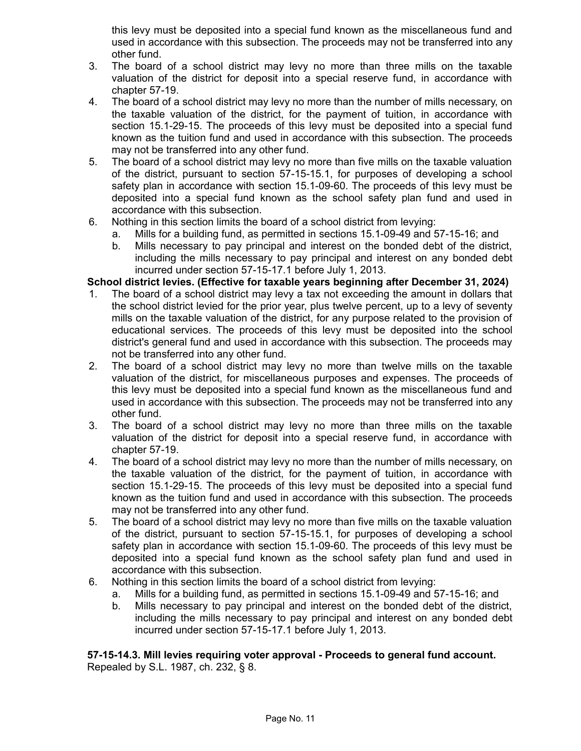this levy must be deposited into a special fund known as the miscellaneous fund and used in accordance with this subsection. The proceeds may not be transferred into any other fund.

3. The board of a school district may levy no more than three mills on the taxable valuation of the district for deposit into a special reserve fund, in accordance with chapter 57-19.
4. The board of a school district may levy no more than the number of mills necessary, on the taxable valuation of the district, for the payment of tuition, in accordance with section 15.1-29-15. The proceeds of this levy must be deposited into a special fund known as the tuition fund and used in accordance with this subsection. The proceeds may not be transferred into any other fund.
5. The board of a school district may levy no more than five mills on the taxable valuation of the district, pursuant to section 57-15-15.1, for purposes of developing a school safety plan in accordance with section 15.1-09-60. The proceeds of this levy must be deposited into a special fund known as the school safety plan fund and used in accordance with this subsection.
6. Nothing in this section limits the board of a school district from levying:
   a. Mills for a building fund, as permitted in sections 15.1-09-49 and 57-15-16; and
   b. Mills necessary to pay principal and interest on the bonded debt of the district, including the mills necessary to pay principal and interest on any bonded debt incurred under section 57-15-17.1 before July 1, 2013.

**School district levies. (Effective for taxable years beginning after December 31, 2024)**

1. The board of a school district may levy a tax not exceeding the amount in dollars that the school district levied for the prior year, plus twelve percent, up to a levy of seventy mills on the taxable valuation of the district, for any purpose related to the provision of educational services. The proceeds of this levy must be deposited into the school district's general fund and used in accordance with this subsection. The proceeds may not be transferred into any other fund.
2. The board of a school district may levy no more than twelve mills on the taxable valuation of the district, for miscellaneous purposes and expenses. The proceeds of this levy must be deposited into a special fund known as the miscellaneous fund and used in accordance with this subsection. The proceeds may not be transferred into any other fund.
3. The board of a school district may levy no more than three mills on the taxable valuation of the district for deposit into a special reserve fund, in accordance with chapter 57-19.
4. The board of a school district may levy no more than the number of mills necessary, on the taxable valuation of the district, for the payment of tuition, in accordance with section 15.1-29-15. The proceeds of this levy must be deposited into a special fund known as the tuition fund and used in accordance with this subsection. The proceeds may not be transferred into any other fund.
5. The board of a school district may levy no more than five mills on the taxable valuation of the district, pursuant to section 57-15-15.1, for purposes of developing a school safety plan in accordance with section 15.1-09-60. The proceeds of this levy must be deposited into a special fund known as the school safety plan fund and used in accordance with this subsection.
6. Nothing in this section limits the board of a school district from levying:
   a. Mills for a building fund, as permitted in sections 15.1-09-49 and 57-15-16; and
   b. Mills necessary to pay principal and interest on the bonded debt of the district, including the mills necessary to pay principal and interest on any bonded debt incurred under section 57-15-17.1 before July 1, 2013.

**57-15-14.3. Mill levies requiring voter approval - Proceeds to general fund account.**
Repealed by S.L. 1987, ch. 232, § 8.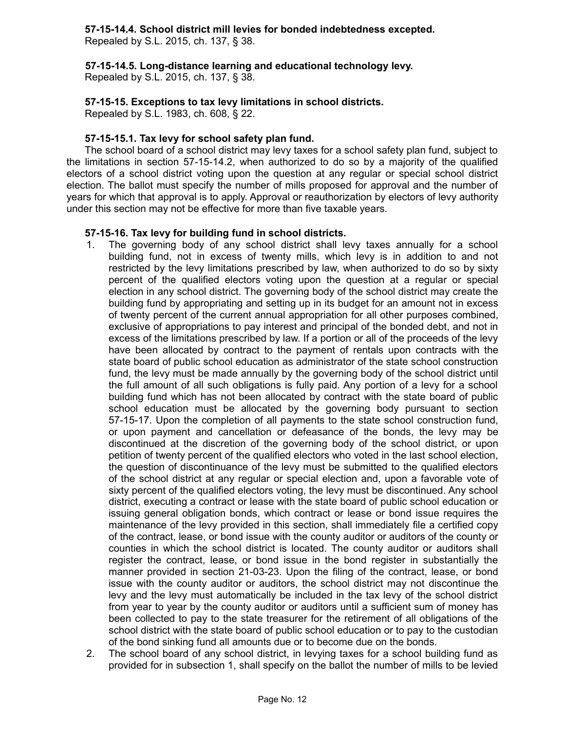**57-15-14.4. School district mill levies for bonded indebtedness excepted.**

Repealed by S.L. 2015, ch. 137, § 38.

**57-15-14.5. Long-distance learning and educational technology levy.**

Repealed by S.L. 2015, ch. 137, § 38.

**57-15-15. Exceptions to tax levy limitations in school districts.**

Repealed by S.L. 1983, ch. 608, § 22.

**57-15-15.1. Tax levy for school safety plan fund.**

The school board of a school district may levy taxes for a school safety plan fund, subject to the limitations in section 57-15-14.2, when authorized to do so by a majority of the qualified electors of a school district voting upon the question at any regular or special school district election. The ballot must specify the number of mills proposed for approval and the number of years for which that approval is to apply. Approval or reauthorization by electors of levy authority under this section may not be effective for more than five taxable years.

**57-15-16. Tax levy for building fund in school districts.**

1. The governing body of any school district shall levy taxes annually for a school building fund, not in excess of twenty mills, which levy is in addition to and not restricted by the levy limitations prescribed by law, when authorized to do so by sixty percent of the qualified electors voting upon the question at a regular or special election in any school district. The governing body of the school district may create the building fund by appropriating and setting up in its budget for an amount not in excess of twenty percent of the current annual appropriation for all other purposes combined, exclusive of appropriations to pay interest and principal of the bonded debt, and not in excess of the limitations prescribed by law. If a portion or all of the proceeds of the levy have been allocated by contract to the payment of rentals upon contracts with the state board of public school education as administrator of the state school construction fund, the levy must be made annually by the governing body of the school district until the full amount of all such obligations is fully paid. Any portion of a levy for a school building fund which has not been allocated by contract with the state board of public school education must be allocated by the governing body pursuant to section 57-15-17. Upon the completion of all payments to the state school construction fund, or upon payment and cancellation or defeasance of the bonds, the levy may be discontinued at the discretion of the governing body of the school district, or upon petition of twenty percent of the qualified electors who voted in the last school election, the question of discontinuance of the levy must be submitted to the qualified electors of the school district at any regular or special election and, upon a favorable vote of sixty percent of the qualified electors voting, the levy must be discontinued. Any school district, executing a contract or lease with the state board of public school education or issuing general obligation bonds, which contract or lease or bond issue requires the maintenance of the levy provided in this section, shall immediately file a certified copy of the contract, lease, or bond issue with the county auditor or auditors of the county or counties in which the school district is located. The county auditor or auditors shall register the contract, lease, or bond issue in the bond register in substantially the manner provided in section 21-03-23. Upon the filing of the contract, lease, or bond issue with the county auditor or auditors, the school district may not discontinue the levy and the levy must automatically be included in the tax levy of the school district from year to year by the county auditor or auditors until a sufficient sum of money has been collected to pay to the state treasurer for the retirement of all obligations of the school district with the state board of public school education or to pay to the custodian of the bond sinking fund all amounts due or to become due on the bonds.
2. The school board of any school district, in levying taxes for a school building fund as provided for in subsection 1, shall specify on the ballot the number of mills to be levied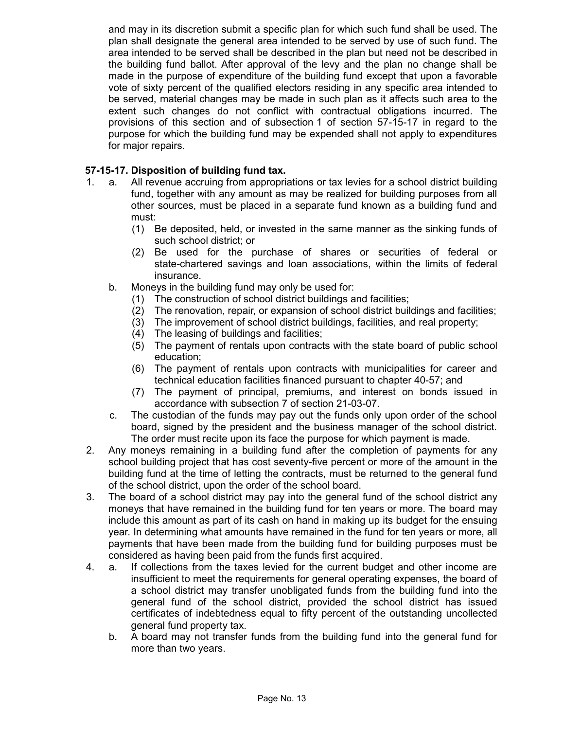and may in its discretion submit a specific plan for which such fund shall be used. The plan shall designate the general area intended to be served by use of such fund. The area intended to be served shall be described in the plan but need not be described in the building fund ballot. After approval of the levy and the plan no change shall be made in the purpose of expenditure of the building fund except that upon a favorable vote of sixty percent of the qualified electors residing in any specific area intended to be served, material changes may be made in such plan as it affects such area to the extent such changes do not conflict with contractual obligations incurred. The provisions of this section and of subsection 1 of section 57-15-17 in regard to the purpose for which the building fund may be expended shall not apply to expenditures for major repairs.

**57-15-17. Disposition of building fund tax.**

1. a. All revenue accruing from appropriations or tax levies for a school district building fund, together with any amount as may be realized for building purposes from all other sources, must be placed in a separate fund known as a building fund and must:
      (1) Be deposited, held, or invested in the same manner as the sinking funds of such school district; or
      (2) Be used for the purchase of shares or securities of federal or state-chartered savings and loan associations, within the limits of federal insurance.
   b. Moneys in the building fund may only be used for:
      (1) The construction of school district buildings and facilities;
      (2) The renovation, repair, or expansion of school district buildings and facilities;
      (3) The improvement of school district buildings, facilities, and real property;
      (4) The leasing of buildings and facilities;
      (5) The payment of rentals upon contracts with the state board of public school education;
      (6) The payment of rentals upon contracts with municipalities for career and technical education facilities financed pursuant to chapter 40-57; and
      (7) The payment of principal, premiums, and interest on bonds issued in accordance with subsection 7 of section 21-03-07.
   c. The custodian of the funds may pay out the funds only upon order of the school board, signed by the president and the business manager of the school district. The order must recite upon its face the purpose for which payment is made.
2. Any moneys remaining in a building fund after the completion of payments for any school building project that has cost seventy-five percent or more of the amount in the building fund at the time of letting the contracts, must be returned to the general fund of the school district, upon the order of the school board.
3. The board of a school district may pay into the general fund of the school district any moneys that have remained in the building fund for ten years or more. The board may include this amount as part of its cash on hand in making up its budget for the ensuing year. In determining what amounts have remained in the fund for ten years or more, all payments that have been made from the building fund for building purposes must be considered as having been paid from the funds first acquired.
4. a. If collections from the taxes levied for the current budget and other income are insufficient to meet the requirements for general operating expenses, the board of a school district may transfer unobligated funds from the building fund into the general fund of the school district, provided the school district has issued certificates of indebtedness equal to fifty percent of the outstanding uncollected general fund property tax.
   b. A board may not transfer funds from the building fund into the general fund for more than two years.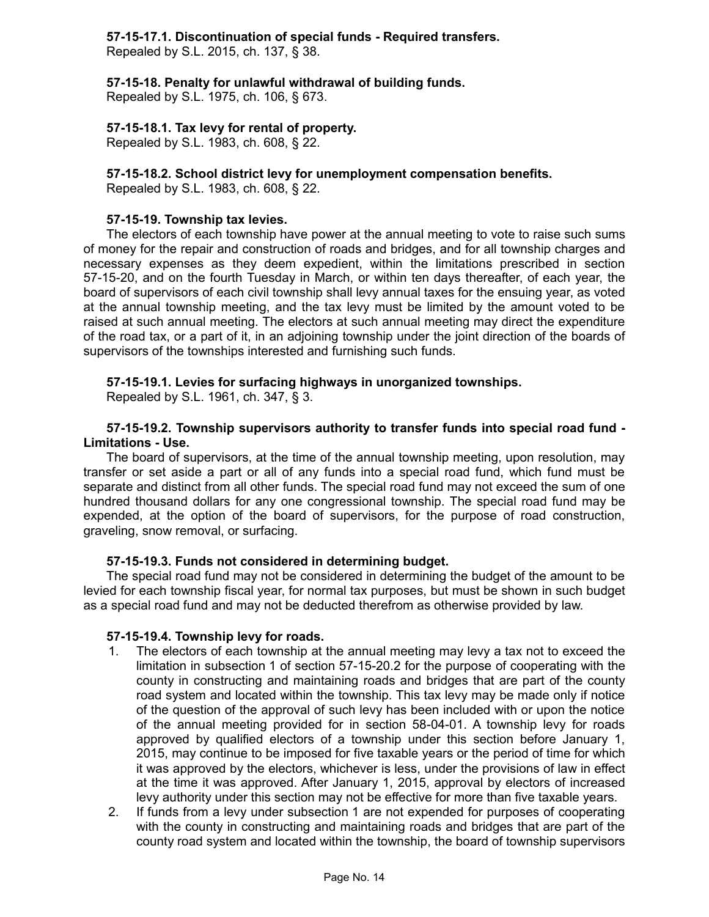**57-15-17.1. Discontinuation of special funds - Required transfers.**
Repealed by S.L. 2015, ch. 137, § 38.

**57-15-18. Penalty for unlawful withdrawal of building funds.**
Repealed by S.L. 1975, ch. 106, § 673.

**57-15-18.1. Tax levy for rental of property.**
Repealed by S.L. 1983, ch. 608, § 22.

**57-15-18.2. School district levy for unemployment compensation benefits.**
Repealed by S.L. 1983, ch. 608, § 22.

**57-15-19. Township tax levies.**

The electors of each township have power at the annual meeting to vote to raise such sums of money for the repair and construction of roads and bridges, and for all township charges and necessary expenses as they deem expedient, within the limitations prescribed in section 57-15-20, and on the fourth Tuesday in March, or within ten days thereafter, of each year, the board of supervisors of each civil township shall levy annual taxes for the ensuing year, as voted at the annual township meeting, and the tax levy must be limited by the amount voted to be raised at such annual meeting. The electors at such annual meeting may direct the expenditure of the road tax, or a part of it, in an adjoining township under the joint direction of the boards of supervisors of the townships interested and furnishing such funds.

**57-15-19.1. Levies for surfacing highways in unorganized townships.**
Repealed by S.L. 1961, ch. 347, § 3.

**57-15-19.2. Township supervisors authority to transfer funds into special road fund - Limitations - Use.**

The board of supervisors, at the time of the annual township meeting, upon resolution, may transfer or set aside a part or all of any funds into a special road fund, which fund must be separate and distinct from all other funds. The special road fund may not exceed the sum of one hundred thousand dollars for any one congressional township. The special road fund may be expended, at the option of the board of supervisors, for the purpose of road construction, graveling, snow removal, or surfacing.

**57-15-19.3. Funds not considered in determining budget.**

The special road fund may not be considered in determining the budget of the amount to be levied for each township fiscal year, for normal tax purposes, but must be shown in such budget as a special road fund and may not be deducted therefrom as otherwise provided by law.

**57-15-19.4. Township levy for roads.**

1. The electors of each township at the annual meeting may levy a tax not to exceed the limitation in subsection 1 of section 57-15-20.2 for the purpose of cooperating with the county in constructing and maintaining roads and bridges that are part of the county road system and located within the township. This tax levy may be made only if notice of the question of the approval of such levy has been included with or upon the notice of the annual meeting provided for in section 58-04-01. A township levy for roads approved by qualified electors of a township under this section before January 1, 2015, may continue to be imposed for five taxable years or the period of time for which it was approved by the electors, whichever is less, under the provisions of law in effect at the time it was approved. After January 1, 2015, approval by electors of increased levy authority under this section may not be effective for more than five taxable years.
2. If funds from a levy under subsection 1 are not expended for purposes of cooperating with the county in constructing and maintaining roads and bridges that are part of the county road system and located within the township, the board of township supervisors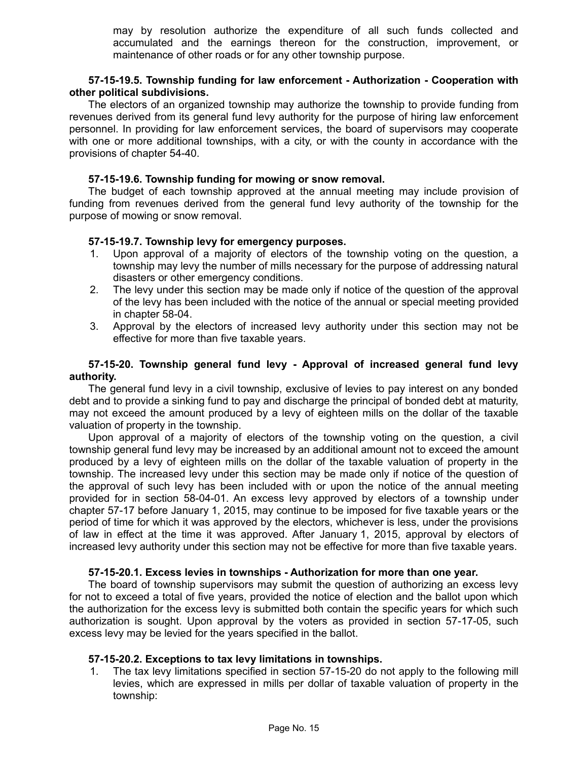may by resolution authorize the expenditure of all such funds collected and accumulated and the earnings thereon for the construction, improvement, or maintenance of other roads or for any other township purpose.

**57-15-19.5. Township funding for law enforcement - Authorization - Cooperation with other political subdivisions.**

The electors of an organized township may authorize the township to provide funding from revenues derived from its general fund levy authority for the purpose of hiring law enforcement personnel. In providing for law enforcement services, the board of supervisors may cooperate with one or more additional townships, with a city, or with the county in accordance with the provisions of chapter 54-40.

**57-15-19.6. Township funding for mowing or snow removal.**

The budget of each township approved at the annual meeting may include provision of funding from revenues derived from the general fund levy authority of the township for the purpose of mowing or snow removal.

**57-15-19.7. Township levy for emergency purposes.**

1. Upon approval of a majority of electors of the township voting on the question, a township may levy the number of mills necessary for the purpose of addressing natural disasters or other emergency conditions.
2. The levy under this section may be made only if notice of the question of the approval of the levy has been included with the notice of the annual or special meeting provided in chapter 58-04.
3. Approval by the electors of increased levy authority under this section may not be effective for more than five taxable years.

**57-15-20. Township general fund levy - Approval of increased general fund levy authority.**

The general fund levy in a civil township, exclusive of levies to pay interest on any bonded debt and to provide a sinking fund to pay and discharge the principal of bonded debt at maturity, may not exceed the amount produced by a levy of eighteen mills on the dollar of the taxable valuation of property in the township.

Upon approval of a majority of electors of the township voting on the question, a civil township general fund levy may be increased by an additional amount not to exceed the amount produced by a levy of eighteen mills on the dollar of the taxable valuation of property in the township. The increased levy under this section may be made only if notice of the question of the approval of such levy has been included with or upon the notice of the annual meeting provided for in section 58-04-01. An excess levy approved by electors of a township under chapter 57-17 before January 1, 2015, may continue to be imposed for five taxable years or the period of time for which it was approved by the electors, whichever is less, under the provisions of law in effect at the time it was approved. After January 1, 2015, approval by electors of increased levy authority under this section may not be effective for more than five taxable years.

**57-15-20.1. Excess levies in townships - Authorization for more than one year.**

The board of township supervisors may submit the question of authorizing an excess levy for not to exceed a total of five years, provided the notice of election and the ballot upon which the authorization for the excess levy is submitted both contain the specific years for which such authorization is sought. Upon approval by the voters as provided in section 57-17-05, such excess levy may be levied for the years specified in the ballot.

**57-15-20.2. Exceptions to tax levy limitations in townships.**

1. The tax levy limitations specified in section 57-15-20 do not apply to the following mill levies, which are expressed in mills per dollar of taxable valuation of property in the township: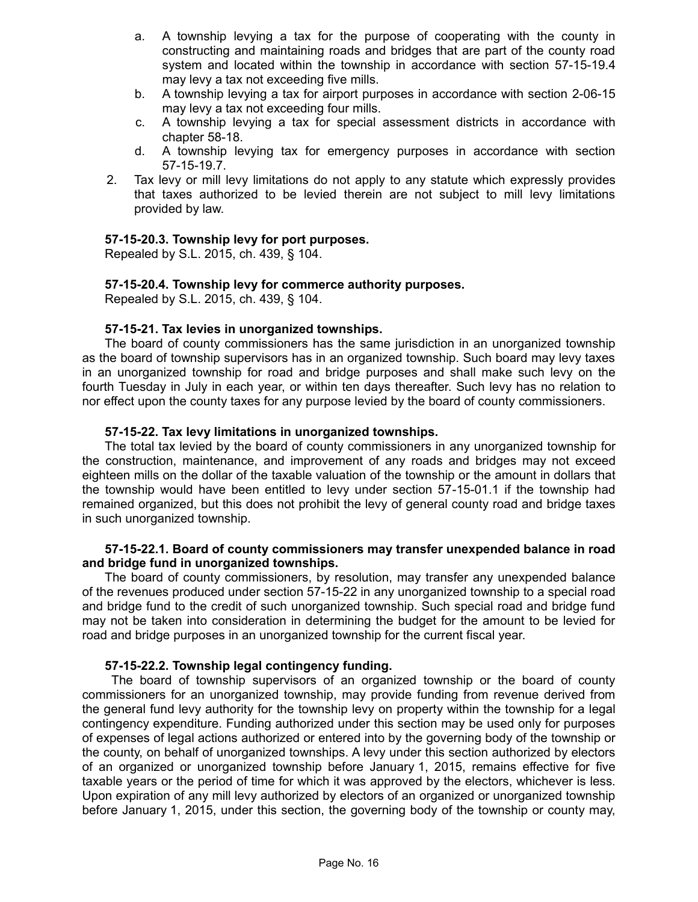a. A township levying a tax for the purpose of cooperating with the county in constructing and maintaining roads and bridges that are part of the county road system and located within the township in accordance with section 57-15-19.4 may levy a tax not exceeding five mills.
b. A township levying a tax for airport purposes in accordance with section 2-06-15 may levy a tax not exceeding four mills.
c. A township levying a tax for special assessment districts in accordance with chapter 58-18.
d. A township levying tax for emergency purposes in accordance with section 57-15-19.7.

2. Tax levy or mill levy limitations do not apply to any statute which expressly provides that taxes authorized to be levied therein are not subject to mill levy limitations provided by law.

**57-15-20.3. Township levy for port purposes.**

Repealed by S.L. 2015, ch. 439, § 104.

**57-15-20.4. Township levy for commerce authority purposes.**

Repealed by S.L. 2015, ch. 439, § 104.

**57-15-21. Tax levies in unorganized townships.**

The board of county commissioners has the same jurisdiction in an unorganized township as the board of township supervisors has in an organized township. Such board may levy taxes in an unorganized township for road and bridge purposes and shall make such levy on the fourth Tuesday in July in each year, or within ten days thereafter. Such levy has no relation to nor effect upon the county taxes for any purpose levied by the board of county commissioners.

**57-15-22. Tax levy limitations in unorganized townships.**

The total tax levied by the board of county commissioners in any unorganized township for the construction, maintenance, and improvement of any roads and bridges may not exceed eighteen mills on the dollar of the taxable valuation of the township or the amount in dollars that the township would have been entitled to levy under section 57-15-01.1 if the township had remained organized, but this does not prohibit the levy of general county road and bridge taxes in such unorganized township.

**57-15-22.1. Board of county commissioners may transfer unexpended balance in road and bridge fund in unorganized townships.**

The board of county commissioners, by resolution, may transfer any unexpended balance of the revenues produced under section 57-15-22 in any unorganized township to a special road and bridge fund to the credit of such unorganized township. Such special road and bridge fund may not be taken into consideration in determining the budget for the amount to be levied for road and bridge purposes in an unorganized township for the current fiscal year.

**57-15-22.2. Township legal contingency funding.**

The board of township supervisors of an organized township or the board of county commissioners for an unorganized township, may provide funding from revenue derived from the general fund levy authority for the township levy on property within the township for a legal contingency expenditure. Funding authorized under this section may be used only for purposes of expenses of legal actions authorized or entered into by the governing body of the township or the county, on behalf of unorganized townships. A levy under this section authorized by electors of an organized or unorganized township before January 1, 2015, remains effective for five taxable years or the period of time for which it was approved by the electors, whichever is less. Upon expiration of any mill levy authorized by electors of an organized or unorganized township before January 1, 2015, under this section, the governing body of the township or county may,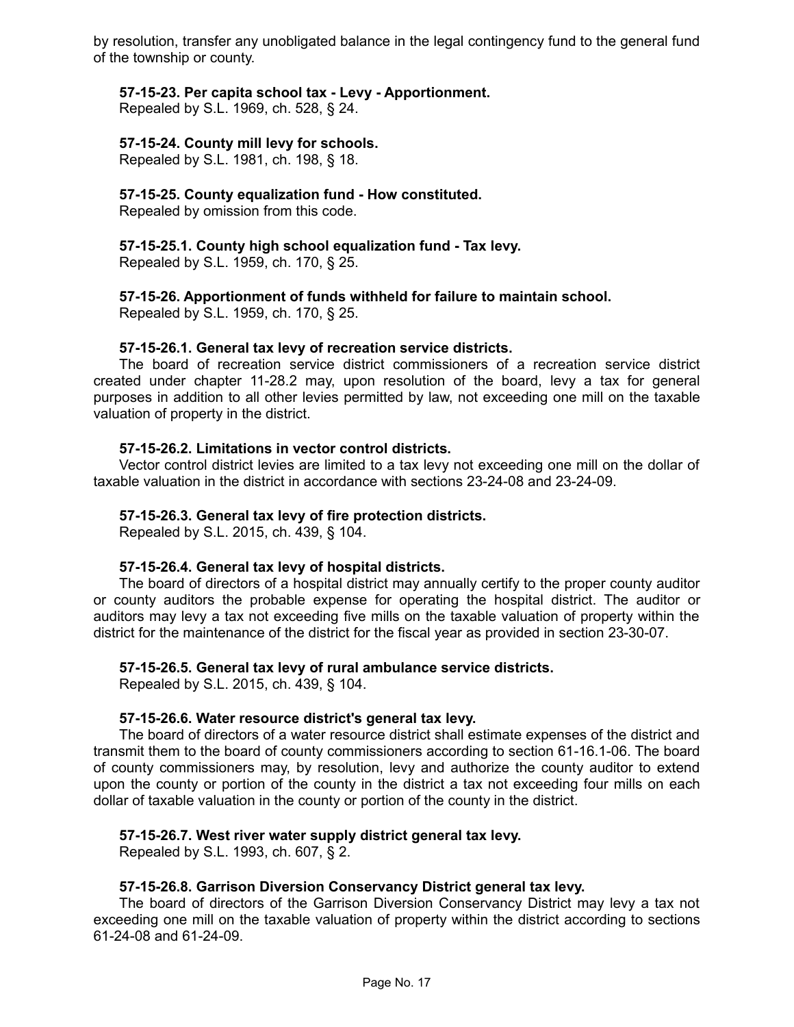by resolution, transfer any unobligated balance in the legal contingency fund to the general fund of the township or county.

**57-15-23. Per capita school tax - Levy - Apportionment.**
Repealed by S.L. 1969, ch. 528, § 24.

**57-15-24. County mill levy for schools.**
Repealed by S.L. 1981, ch. 198, § 18.

**57-15-25. County equalization fund - How constituted.**
Repealed by omission from this code.

**57-15-25.1. County high school equalization fund - Tax levy.**
Repealed by S.L. 1959, ch. 170, § 25.

**57-15-26. Apportionment of funds withheld for failure to maintain school.**
Repealed by S.L. 1959, ch. 170, § 25.

**57-15-26.1. General tax levy of recreation service districts.**

The board of recreation service district commissioners of a recreation service district created under chapter 11-28.2 may, upon resolution of the board, levy a tax for general purposes in addition to all other levies permitted by law, not exceeding one mill on the taxable valuation of property in the district.

**57-15-26.2. Limitations in vector control districts.**

Vector control district levies are limited to a tax levy not exceeding one mill on the dollar of taxable valuation in the district in accordance with sections 23-24-08 and 23-24-09.

**57-15-26.3. General tax levy of fire protection districts.**

Repealed by S.L. 2015, ch. 439, § 104.

**57-15-26.4. General tax levy of hospital districts.**

The board of directors of a hospital district may annually certify to the proper county auditor or county auditors the probable expense for operating the hospital district. The auditor or auditors may levy a tax not exceeding five mills on the taxable valuation of property within the district for the maintenance of the district for the fiscal year as provided in section 23-30-07.

**57-15-26.5. General tax levy of rural ambulance service districts.**

Repealed by S.L. 2015, ch. 439, § 104.

**57-15-26.6. Water resource district's general tax levy.**

The board of directors of a water resource district shall estimate expenses of the district and transmit them to the board of county commissioners according to section 61-16.1-06. The board of county commissioners may, by resolution, levy and authorize the county auditor to extend upon the county or portion of the county in the district a tax not exceeding four mills on each dollar of taxable valuation in the county or portion of the county in the district.

**57-15-26.7. West river water supply district general tax levy.**

Repealed by S.L. 1993, ch. 607, § 2.

**57-15-26.8. Garrison Diversion Conservancy District general tax levy.**

The board of directors of the Garrison Diversion Conservancy District may levy a tax not exceeding one mill on the taxable valuation of property within the district according to sections 61-24-08 and 61-24-09.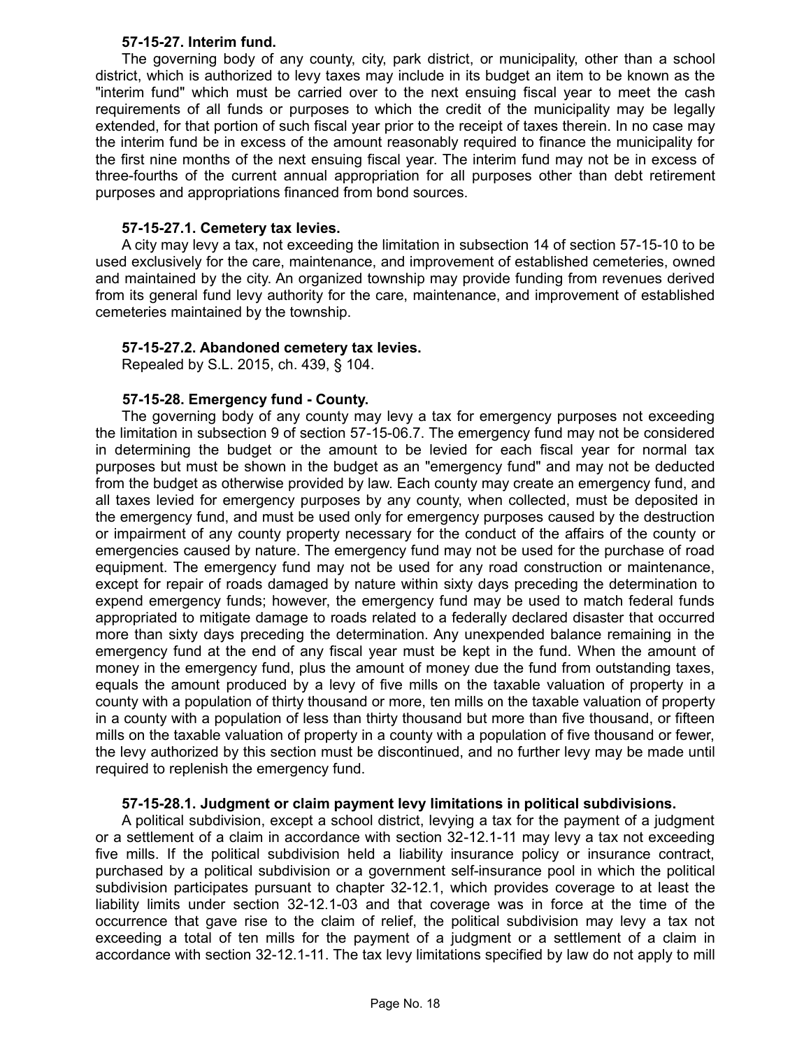**57-15-27. Interim fund.**

The governing body of any county, city, park district, or municipality, other than a school district, which is authorized to levy taxes may include in its budget an item to be known as the "interim fund" which must be carried over to the next ensuing fiscal year to meet the cash requirements of all funds or purposes to which the credit of the municipality may be legally extended, for that portion of such fiscal year prior to the receipt of taxes therein. In no case may the interim fund be in excess of the amount reasonably required to finance the municipality for the first nine months of the next ensuing fiscal year. The interim fund may not be in excess of three-fourths of the current annual appropriation for all purposes other than debt retirement purposes and appropriations financed from bond sources.

**57-15-27.1. Cemetery tax levies.**

A city may levy a tax, not exceeding the limitation in subsection 14 of section 57-15-10 to be used exclusively for the care, maintenance, and improvement of established cemeteries, owned and maintained by the city. An organized township may provide funding from revenues derived from its general fund levy authority for the care, maintenance, and improvement of established cemeteries maintained by the township.

**57-15-27.2. Abandoned cemetery tax levies.**

Repealed by S.L. 2015, ch. 439, § 104.

**57-15-28. Emergency fund - County.**

The governing body of any county may levy a tax for emergency purposes not exceeding the limitation in subsection 9 of section 57-15-06.7. The emergency fund may not be considered in determining the budget or the amount to be levied for each fiscal year for normal tax purposes but must be shown in the budget as an "emergency fund" and may not be deducted from the budget as otherwise provided by law. Each county may create an emergency fund, and all taxes levied for emergency purposes by any county, when collected, must be deposited in the emergency fund, and must be used only for emergency purposes caused by the destruction or impairment of any county property necessary for the conduct of the affairs of the county or emergencies caused by nature. The emergency fund may not be used for the purchase of road equipment. The emergency fund may not be used for any road construction or maintenance, except for repair of roads damaged by nature within sixty days preceding the determination to expend emergency funds; however, the emergency fund may be used to match federal funds appropriated to mitigate damage to roads related to a federally declared disaster that occurred more than sixty days preceding the determination. Any unexpended balance remaining in the emergency fund at the end of any fiscal year must be kept in the fund. When the amount of money in the emergency fund, plus the amount of money due the fund from outstanding taxes, equals the amount produced by a levy of five mills on the taxable valuation of property in a county with a population of thirty thousand or more, ten mills on the taxable valuation of property in a county with a population of less than thirty thousand but more than five thousand, or fifteen mills on the taxable valuation of property in a county with a population of five thousand or fewer, the levy authorized by this section must be discontinued, and no further levy may be made until required to replenish the emergency fund.

**57-15-28.1. Judgment or claim payment levy limitations in political subdivisions.**

A political subdivision, except a school district, levying a tax for the payment of a judgment or a settlement of a claim in accordance with section 32-12.1-11 may levy a tax not exceeding five mills. If the political subdivision held a liability insurance policy or insurance contract, purchased by a political subdivision or a government self-insurance pool in which the political subdivision participates pursuant to chapter 32-12.1, which provides coverage to at least the liability limits under section 32-12.1-03 and that coverage was in force at the time of the occurrence that gave rise to the claim of relief, the political subdivision may levy a tax not exceeding a total of ten mills for the payment of a judgment or a settlement of a claim in accordance with section 32-12.1-11. The tax levy limitations specified by law do not apply to mill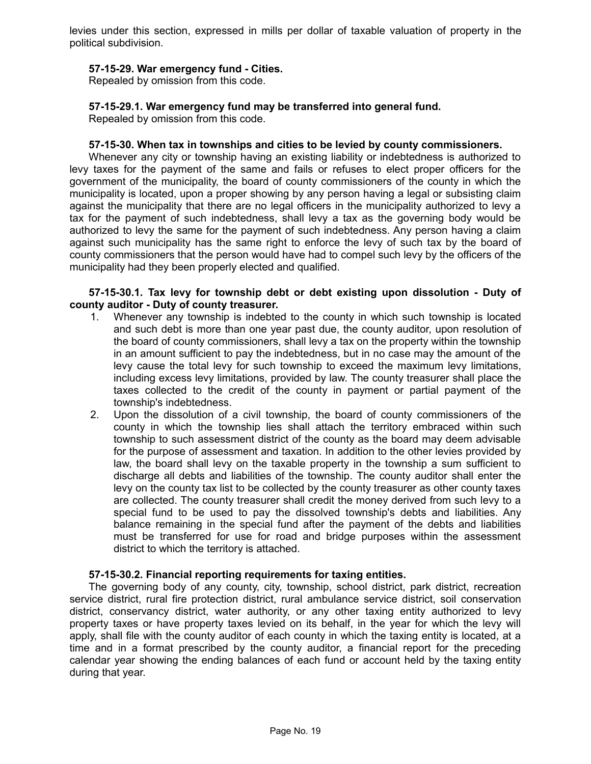levies under this section, expressed in mills per dollar of taxable valuation of property in the political subdivision.

**57-15-29. War emergency fund - Cities.**

Repealed by omission from this code.

**57-15-29.1. War emergency fund may be transferred into general fund.**

Repealed by omission from this code.

**57-15-30. When tax in townships and cities to be levied by county commissioners.**

Whenever any city or township having an existing liability or indebtedness is authorized to levy taxes for the payment of the same and fails or refuses to elect proper officers for the government of the municipality, the board of county commissioners of the county in which the municipality is located, upon a proper showing by any person having a legal or subsisting claim against the municipality that there are no legal officers in the municipality authorized to levy a tax for the payment of such indebtedness, shall levy a tax as the governing body would be authorized to levy the same for the payment of such indebtedness. Any person having a claim against such municipality has the same right to enforce the levy of such tax by the board of county commissioners that the person would have had to compel such levy by the officers of the municipality had they been properly elected and qualified.

**57-15-30.1. Tax levy for township debt or debt existing upon dissolution - Duty of county auditor - Duty of county treasurer.**

1. Whenever any township is indebted to the county in which such township is located and such debt is more than one year past due, the county auditor, upon resolution of the board of county commissioners, shall levy a tax on the property within the township in an amount sufficient to pay the indebtedness, but in no case may the amount of the levy cause the total levy for such township to exceed the maximum levy limitations, including excess levy limitations, provided by law. The county treasurer shall place the taxes collected to the credit of the county in payment or partial payment of the township's indebtedness.
2. Upon the dissolution of a civil township, the board of county commissioners of the county in which the township lies shall attach the territory embraced within such township to such assessment district of the county as the board may deem advisable for the purpose of assessment and taxation. In addition to the other levies provided by law, the board shall levy on the taxable property in the township a sum sufficient to discharge all debts and liabilities of the township. The county auditor shall enter the levy on the county tax list to be collected by the county treasurer as other county taxes are collected. The county treasurer shall credit the money derived from such levy to a special fund to be used to pay the dissolved township's debts and liabilities. Any balance remaining in the special fund after the payment of the debts and liabilities must be transferred for use for road and bridge purposes within the assessment district to which the territory is attached.

**57-15-30.2. Financial reporting requirements for taxing entities.**

The governing body of any county, city, township, school district, park district, recreation service district, rural fire protection district, rural ambulance service district, soil conservation district, conservancy district, water authority, or any other taxing entity authorized to levy property taxes or have property taxes levied on its behalf, in the year for which the levy will apply, shall file with the county auditor of each county in which the taxing entity is located, at a time and in a format prescribed by the county auditor, a financial report for the preceding calendar year showing the ending balances of each fund or account held by the taxing entity during that year.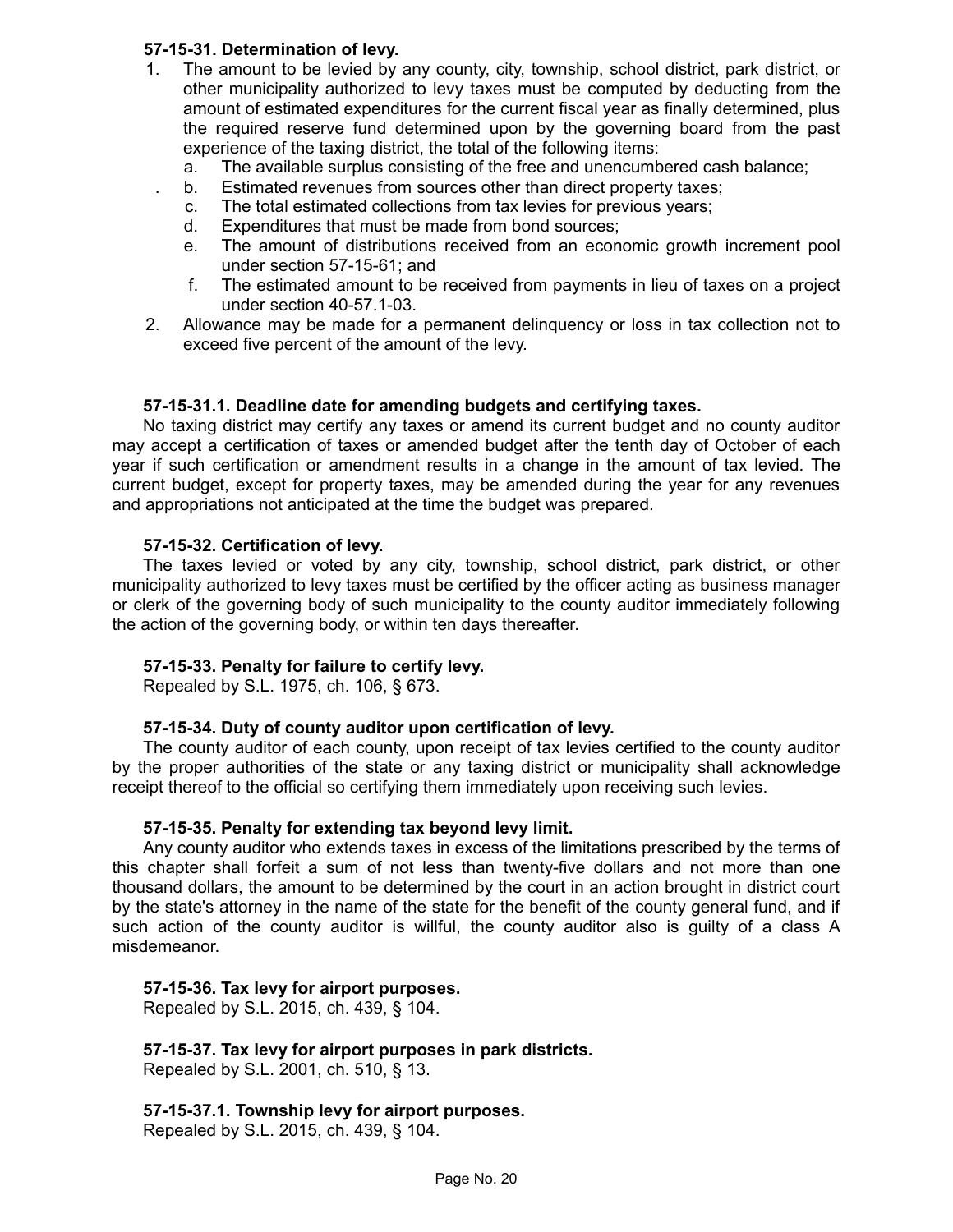**57-15-31. Determination of levy.**

1. The amount to be levied by any county, city, township, school district, park district, or other municipality authorized to levy taxes must be computed by deducting from the amount of estimated expenditures for the current fiscal year as finally determined, plus the required reserve fund determined upon by the governing board from the past experience of the taxing district, the total of the following items:
   a. The available surplus consisting of the free and unencumbered cash balance;
   b. Estimated revenues from sources other than direct property taxes;
   c. The total estimated collections from tax levies for previous years;
   d. Expenditures that must be made from bond sources;
   e. The amount of distributions received from an economic growth increment pool under section 57-15-61; and
   f. The estimated amount to be received from payments in lieu of taxes on a project under section 40-57.1-03.
2. Allowance may be made for a permanent delinquency or loss in tax collection not to exceed five percent of the amount of the levy.

**57-15-31.1. Deadline date for amending budgets and certifying taxes.**

No taxing district may certify any taxes or amend its current budget and no county auditor may accept a certification of taxes or amended budget after the tenth day of October of each year if such certification or amendment results in a change in the amount of tax levied. The current budget, except for property taxes, may be amended during the year for any revenues and appropriations not anticipated at the time the budget was prepared.

**57-15-32. Certification of levy.**

The taxes levied or voted by any city, township, school district, park district, or other municipality authorized to levy taxes must be certified by the officer acting as business manager or clerk of the governing body of such municipality to the county auditor immediately following the action of the governing body, or within ten days thereafter.

**57-15-33. Penalty for failure to certify levy.**

Repealed by S.L. 1975, ch. 106, § 673.

**57-15-34. Duty of county auditor upon certification of levy.**

The county auditor of each county, upon receipt of tax levies certified to the county auditor by the proper authorities of the state or any taxing district or municipality shall acknowledge receipt thereof to the official so certifying them immediately upon receiving such levies.

**57-15-35. Penalty for extending tax beyond levy limit.**

Any county auditor who extends taxes in excess of the limitations prescribed by the terms of this chapter shall forfeit a sum of not less than twenty-five dollars and not more than one thousand dollars, the amount to be determined by the court in an action brought in district court by the state's attorney in the name of the state for the benefit of the county general fund, and if such action of the county auditor is willful, the county auditor also is guilty of a class A misdemeanor.

**57-15-36. Tax levy for airport purposes.**

Repealed by S.L. 2015, ch. 439, § 104.

**57-15-37. Tax levy for airport purposes in park districts.**

Repealed by S.L. 2001, ch. 510, § 13.

**57-15-37.1. Township levy for airport purposes.**

Repealed by S.L. 2015, ch. 439, § 104.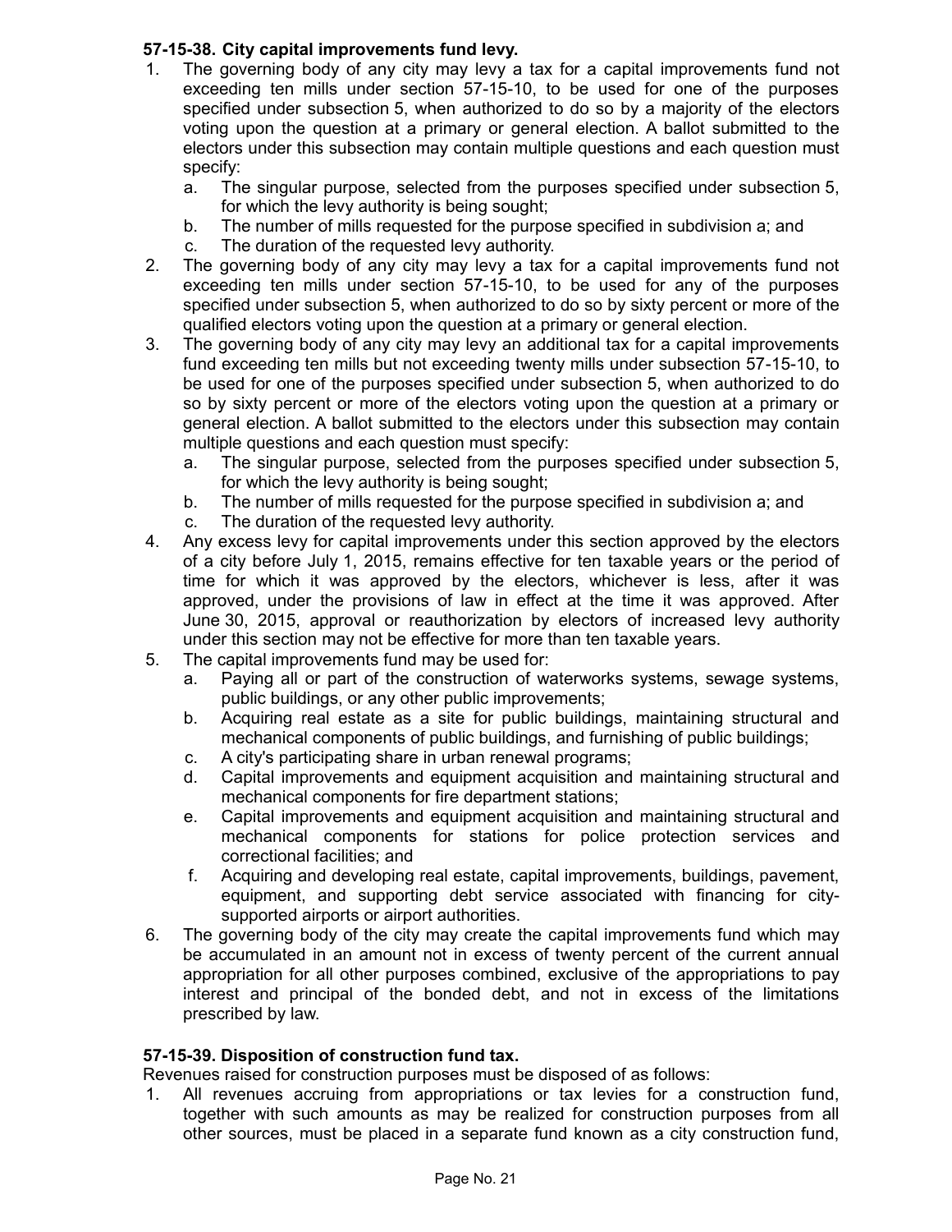**57-15-38. City capital improvements fund levy.**

1. The governing body of any city may levy a tax for a capital improvements fund not exceeding ten mills under section 57-15-10, to be used for one of the purposes specified under subsection 5, when authorized to do so by a majority of the electors voting upon the question at a primary or general election. A ballot submitted to the electors under this subsection may contain multiple questions and each question must specify:
   a. The singular purpose, selected from the purposes specified under subsection 5, for which the levy authority is being sought;
   b. The number of mills requested for the purpose specified in subdivision a; and
   c. The duration of the requested levy authority.
2. The governing body of any city may levy a tax for a capital improvements fund not exceeding ten mills under section 57-15-10, to be used for any of the purposes specified under subsection 5, when authorized to do so by sixty percent or more of the qualified electors voting upon the question at a primary or general election.
3. The governing body of any city may levy an additional tax for a capital improvements fund exceeding ten mills but not exceeding twenty mills under subsection 57-15-10, to be used for one of the purposes specified under subsection 5, when authorized to do so by sixty percent or more of the electors voting upon the question at a primary or general election. A ballot submitted to the electors under this subsection may contain multiple questions and each question must specify:
   a. The singular purpose, selected from the purposes specified under subsection 5, for which the levy authority is being sought;
   b. The number of mills requested for the purpose specified in subdivision a; and
   c. The duration of the requested levy authority.
4. Any excess levy for capital improvements under this section approved by the electors of a city before July 1, 2015, remains effective for ten taxable years or the period of time for which it was approved by the electors, whichever is less, after it was approved, under the provisions of law in effect at the time it was approved. After June 30, 2015, approval or reauthorization by electors of increased levy authority under this section may not be effective for more than ten taxable years.
5. The capital improvements fund may be used for:
   a. Paying all or part of the construction of waterworks systems, sewage systems, public buildings, or any other public improvements;
   b. Acquiring real estate as a site for public buildings, maintaining structural and mechanical components of public buildings, and furnishing of public buildings;
   c. A city's participating share in urban renewal programs;
   d. Capital improvements and equipment acquisition and maintaining structural and mechanical components for fire department stations;
   e. Capital improvements and equipment acquisition and maintaining structural and mechanical components for stations for police protection services and correctional facilities; and
   f. Acquiring and developing real estate, capital improvements, buildings, pavement, equipment, and supporting debt service associated with financing for city-supported airports or airport authorities.
6. The governing body of the city may create the capital improvements fund which may be accumulated in an amount not in excess of twenty percent of the current annual appropriation for all other purposes combined, exclusive of the appropriations to pay interest and principal of the bonded debt, and not in excess of the limitations prescribed by law.

**57-15-39. Disposition of construction fund tax.**

Revenues raised for construction purposes must be disposed of as follows:

1. All revenues accruing from appropriations or tax levies for a construction fund, together with such amounts as may be realized for construction purposes from all other sources, must be placed in a separate fund known as a city construction fund,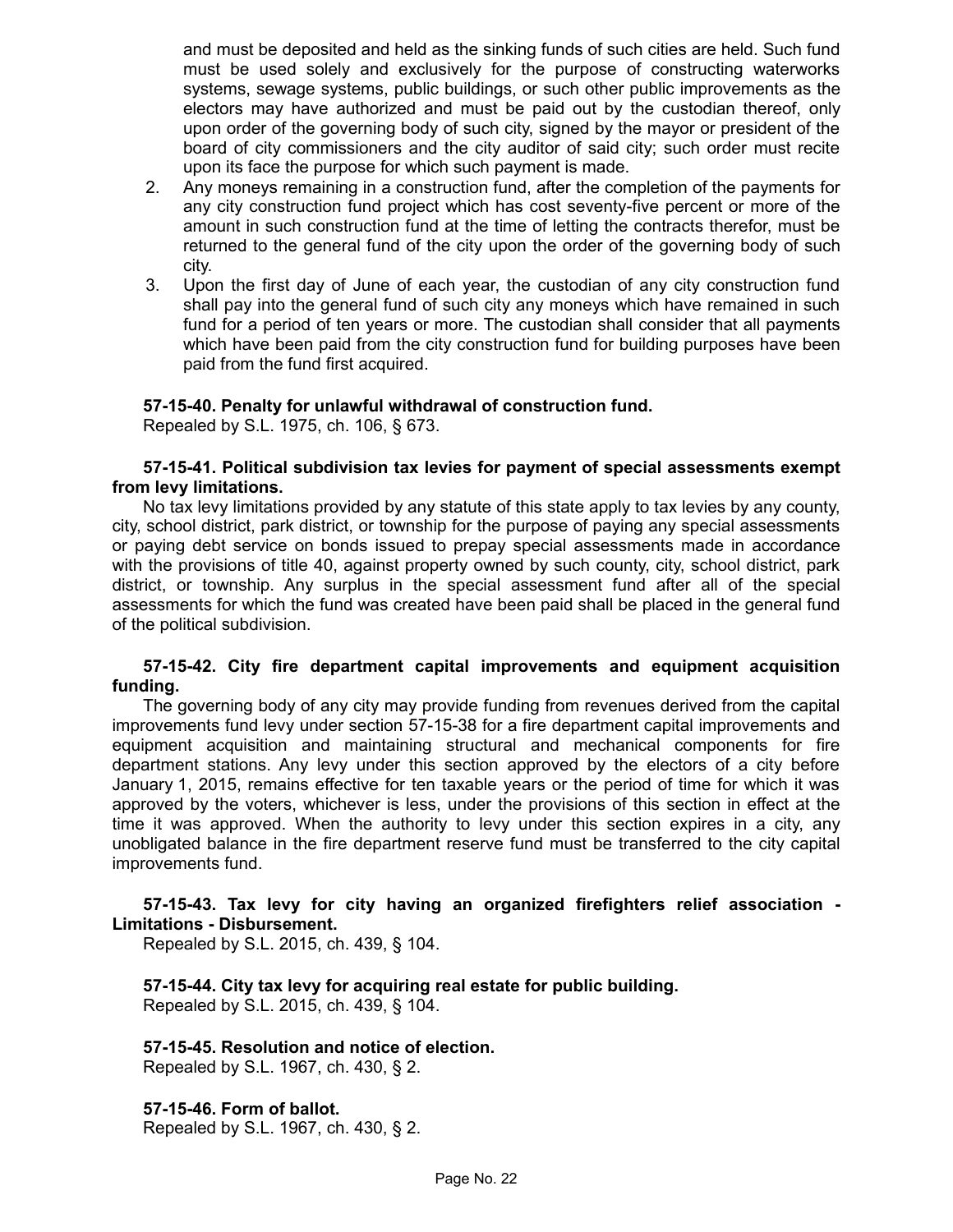and must be deposited and held as the sinking funds of such cities are held. Such fund must be used solely and exclusively for the purpose of constructing waterworks systems, sewage systems, public buildings, or such other public improvements as the electors may have authorized and must be paid out by the custodian thereof, only upon order of the governing body of such city, signed by the mayor or president of the board of city commissioners and the city auditor of said city; such order must recite upon its face the purpose for which such payment is made.

2. Any moneys remaining in a construction fund, after the completion of the payments for any city construction fund project which has cost seventy-five percent or more of the amount in such construction fund at the time of letting the contracts therefor, must be returned to the general fund of the city upon the order of the governing body of such city.
3. Upon the first day of June of each year, the custodian of any city construction fund shall pay into the general fund of such city any moneys which have remained in such fund for a period of ten years or more. The custodian shall consider that all payments which have been paid from the city construction fund for building purposes have been paid from the fund first acquired.

**57-15-40. Penalty for unlawful withdrawal of construction fund.**

Repealed by S.L. 1975, ch. 106, § 673.

**57-15-41. Political subdivision tax levies for payment of special assessments exempt from levy limitations.**

No tax levy limitations provided by any statute of this state apply to tax levies by any county, city, school district, park district, or township for the purpose of paying any special assessments or paying debt service on bonds issued to prepay special assessments made in accordance with the provisions of title 40, against property owned by such county, city, school district, park district, or township. Any surplus in the special assessment fund after all of the special assessments for which the fund was created have been paid shall be placed in the general fund of the political subdivision.

**57-15-42. City fire department capital improvements and equipment acquisition funding.**

The governing body of any city may provide funding from revenues derived from the capital improvements fund levy under section 57-15-38 for a fire department capital improvements and equipment acquisition and maintaining structural and mechanical components for fire department stations. Any levy under this section approved by the electors of a city before January 1, 2015, remains effective for ten taxable years or the period of time for which it was approved by the voters, whichever is less, under the provisions of this section in effect at the time it was approved. When the authority to levy under this section expires in a city, any unobligated balance in the fire department reserve fund must be transferred to the city capital improvements fund.

**57-15-43. Tax levy for city having an organized firefighters relief association - Limitations - Disbursement.**

Repealed by S.L. 2015, ch. 439, § 104.

**57-15-44. City tax levy for acquiring real estate for public building.**

Repealed by S.L. 2015, ch. 439, § 104.

**57-15-45. Resolution and notice of election.**

Repealed by S.L. 1967, ch. 430, § 2.

**57-15-46. Form of ballot.**

Repealed by S.L. 1967, ch. 430, § 2.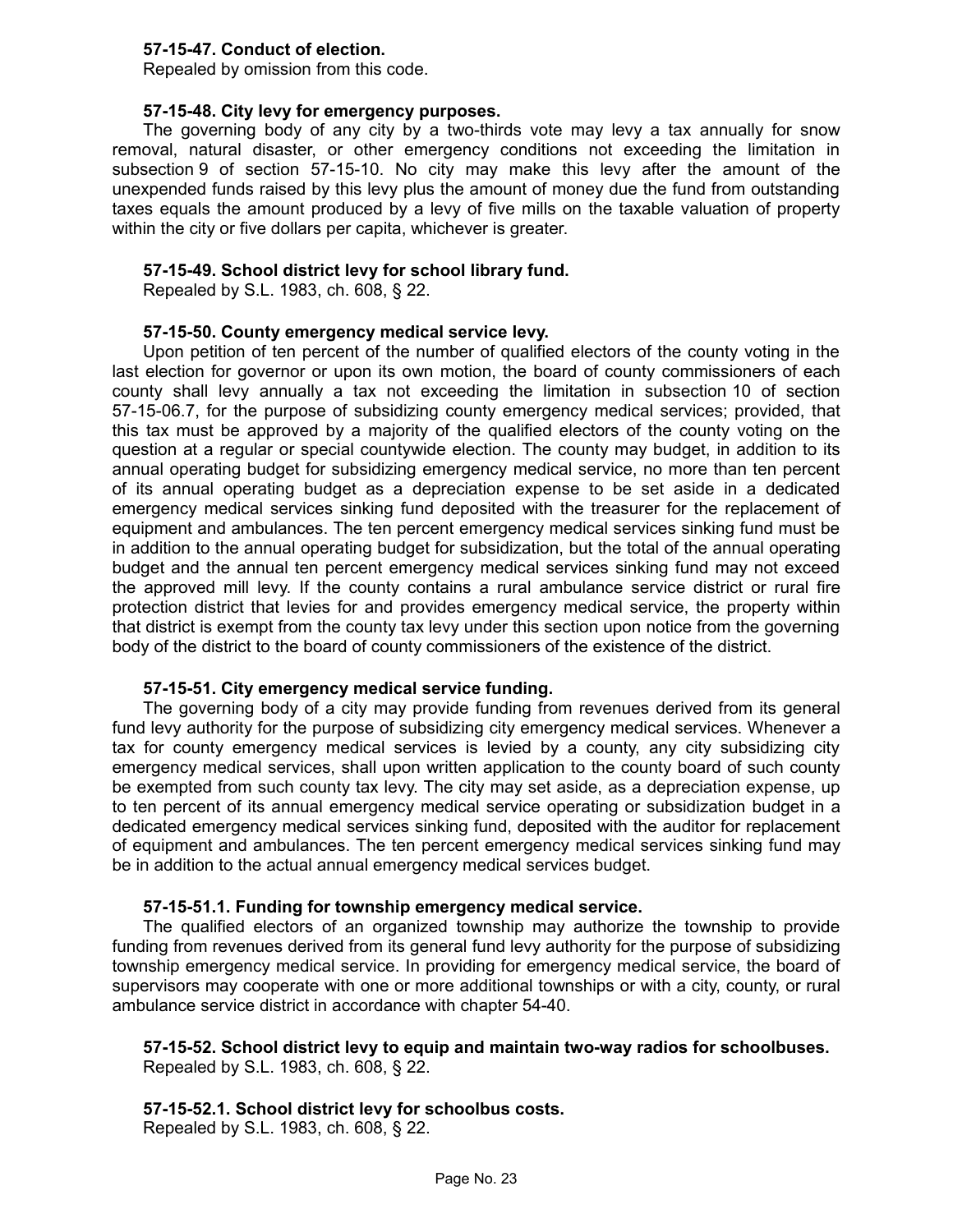**57-15-47. Conduct of election.**

Repealed by omission from this code.

**57-15-48. City levy for emergency purposes.**

The governing body of any city by a two-thirds vote may levy a tax annually for snow removal, natural disaster, or other emergency conditions not exceeding the limitation in subsection 9 of section 57-15-10. No city may make this levy after the amount of the unexpended funds raised by this levy plus the amount of money due the fund from outstanding taxes equals the amount produced by a levy of five mills on the taxable valuation of property within the city or five dollars per capita, whichever is greater.

**57-15-49. School district levy for school library fund.**

Repealed by S.L. 1983, ch. 608, § 22.

**57-15-50. County emergency medical service levy.**

Upon petition of ten percent of the number of qualified electors of the county voting in the last election for governor or upon its own motion, the board of county commissioners of each county shall levy annually a tax not exceeding the limitation in subsection 10 of section 57-15-06.7, for the purpose of subsidizing county emergency medical services; provided, that this tax must be approved by a majority of the qualified electors of the county voting on the question at a regular or special countywide election. The county may budget, in addition to its annual operating budget for subsidizing emergency medical service, no more than ten percent of its annual operating budget as a depreciation expense to be set aside in a dedicated emergency medical services sinking fund deposited with the treasurer for the replacement of equipment and ambulances. The ten percent emergency medical services sinking fund must be in addition to the annual operating budget for subsidization, but the total of the annual operating budget and the annual ten percent emergency medical services sinking fund may not exceed the approved mill levy. If the county contains a rural ambulance service district or rural fire protection district that levies for and provides emergency medical service, the property within that district is exempt from the county tax levy under this section upon notice from the governing body of the district to the board of county commissioners of the existence of the district.

**57-15-51. City emergency medical service funding.**

The governing body of a city may provide funding from revenues derived from its general fund levy authority for the purpose of subsidizing city emergency medical services. Whenever a tax for county emergency medical services is levied by a county, any city subsidizing city emergency medical services, shall upon written application to the county board of such county be exempted from such county tax levy. The city may set aside, as a depreciation expense, up to ten percent of its annual emergency medical service operating or subsidization budget in a dedicated emergency medical services sinking fund, deposited with the auditor for replacement of equipment and ambulances. The ten percent emergency medical services sinking fund may be in addition to the actual annual emergency medical services budget.

**57-15-51.1. Funding for township emergency medical service.**

The qualified electors of an organized township may authorize the township to provide funding from revenues derived from its general fund levy authority for the purpose of subsidizing township emergency medical service. In providing for emergency medical service, the board of supervisors may cooperate with one or more additional townships or with a city, county, or rural ambulance service district in accordance with chapter 54-40.

**57-15-52. School district levy to equip and maintain two-way radios for schoolbuses.**

Repealed by S.L. 1983, ch. 608, § 22.

**57-15-52.1. School district levy for schoolbus costs.**

Repealed by S.L. 1983, ch. 608, § 22.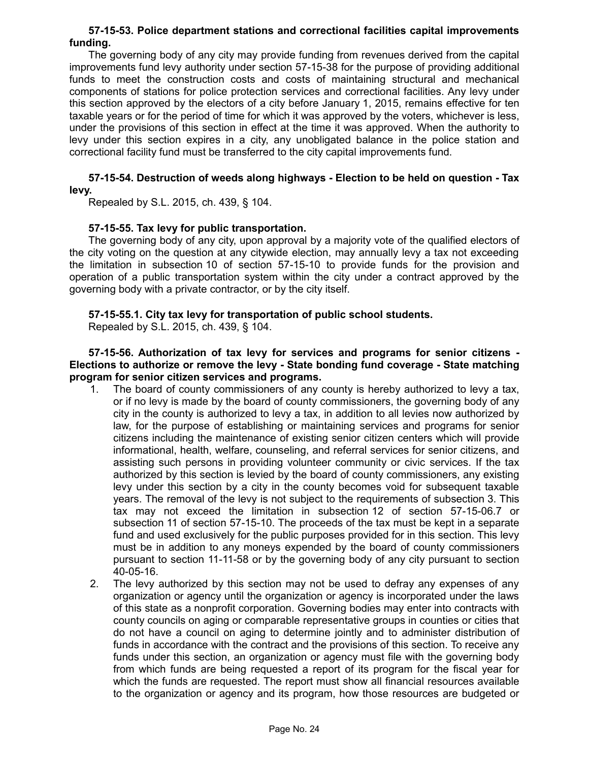**57-15-53. Police department stations and correctional facilities capital improvements funding.**

The governing body of any city may provide funding from revenues derived from the capital improvements fund levy authority under section 57-15-38 for the purpose of providing additional funds to meet the construction costs and costs of maintaining structural and mechanical components of stations for police protection services and correctional facilities. Any levy under this section approved by the electors of a city before January 1, 2015, remains effective for ten taxable years or for the period of time for which it was approved by the voters, whichever is less, under the provisions of this section in effect at the time it was approved. When the authority to levy under this section expires in a city, any unobligated balance in the police station and correctional facility fund must be transferred to the city capital improvements fund.

**57-15-54. Destruction of weeds along highways - Election to be held on question - Tax levy.**

Repealed by S.L. 2015, ch. 439, § 104.

**57-15-55. Tax levy for public transportation.**

The governing body of any city, upon approval by a majority vote of the qualified electors of the city voting on the question at any citywide election, may annually levy a tax not exceeding the limitation in subsection 10 of section 57-15-10 to provide funds for the provision and operation of a public transportation system within the city under a contract approved by the governing body with a private contractor, or by the city itself.

**57-15-55.1. City tax levy for transportation of public school students.**

Repealed by S.L. 2015, ch. 439, § 104.

**57-15-56. Authorization of tax levy for services and programs for senior citizens - Elections to authorize or remove the levy - State bonding fund coverage - State matching program for senior citizen services and programs.**

1. The board of county commissioners of any county is hereby authorized to levy a tax, or if no levy is made by the board of county commissioners, the governing body of any city in the county is authorized to levy a tax, in addition to all levies now authorized by law, for the purpose of establishing or maintaining services and programs for senior citizens including the maintenance of existing senior citizen centers which will provide informational, health, welfare, counseling, and referral services for senior citizens, and assisting such persons in providing volunteer community or civic services. If the tax authorized by this section is levied by the board of county commissioners, any existing levy under this section by a city in the county becomes void for subsequent taxable years. The removal of the levy is not subject to the requirements of subsection 3. This tax may not exceed the limitation in subsection 12 of section 57-15-06.7 or subsection 11 of section 57-15-10. The proceeds of the tax must be kept in a separate fund and used exclusively for the public purposes provided for in this section. This levy must be in addition to any moneys expended by the board of county commissioners pursuant to section 11-11-58 or by the governing body of any city pursuant to section 40-05-16.
2. The levy authorized by this section may not be used to defray any expenses of any organization or agency until the organization or agency is incorporated under the laws of this state as a nonprofit corporation. Governing bodies may enter into contracts with county councils on aging or comparable representative groups in counties or cities that do not have a council on aging to determine jointly and to administer distribution of funds in accordance with the contract and the provisions of this section. To receive any funds under this section, an organization or agency must file with the governing body from which funds are being requested a report of its program for the fiscal year for which the funds are requested. The report must show all financial resources available to the organization or agency and its program, how those resources are budgeted or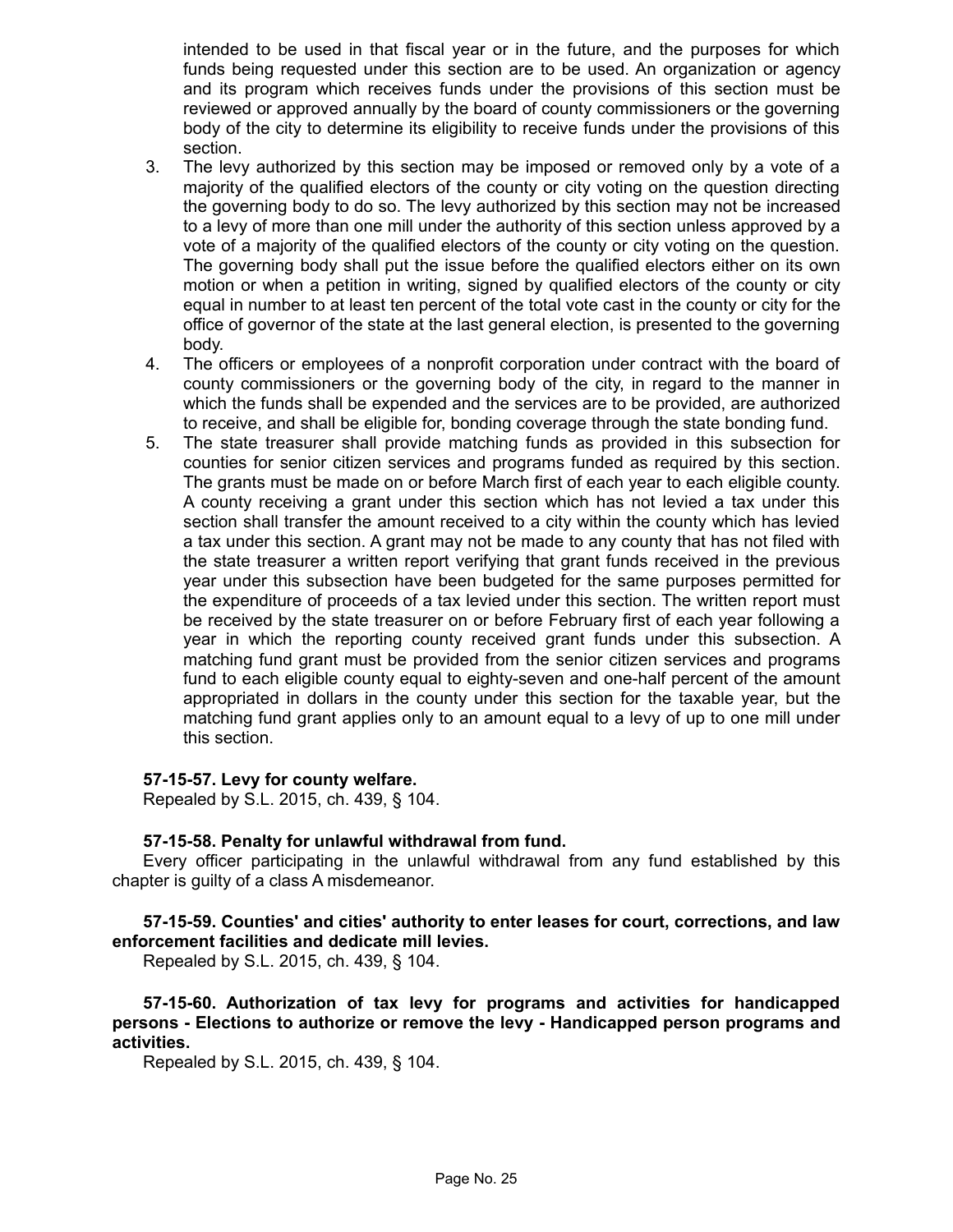intended to be used in that fiscal year or in the future, and the purposes for which funds being requested under this section are to be used. An organization or agency and its program which receives funds under the provisions of this section must be reviewed or approved annually by the board of county commissioners or the governing body of the city to determine its eligibility to receive funds under the provisions of this section.

3. The levy authorized by this section may be imposed or removed only by a vote of a majority of the qualified electors of the county or city voting on the question directing the governing body to do so. The levy authorized by this section may not be increased to a levy of more than one mill under the authority of this section unless approved by a vote of a majority of the qualified electors of the county or city voting on the question. The governing body shall put the issue before the qualified electors either on its own motion or when a petition in writing, signed by qualified electors of the county or city equal in number to at least ten percent of the total vote cast in the county or city for the office of governor of the state at the last general election, is presented to the governing body.
4. The officers or employees of a nonprofit corporation under contract with the board of county commissioners or the governing body of the city, in regard to the manner in which the funds shall be expended and the services are to be provided, are authorized to receive, and shall be eligible for, bonding coverage through the state bonding fund.
5. The state treasurer shall provide matching funds as provided in this subsection for counties for senior citizen services and programs funded as required by this section. The grants must be made on or before March first of each year to each eligible county. A county receiving a grant under this section which has not levied a tax under this section shall transfer the amount received to a city within the county which has levied a tax under this section. A grant may not be made to any county that has not filed with the state treasurer a written report verifying that grant funds received in the previous year under this subsection have been budgeted for the same purposes permitted for the expenditure of proceeds of a tax levied under this section. The written report must be received by the state treasurer on or before February first of each year following a year in which the reporting county received grant funds under this subsection. A matching fund grant must be provided from the senior citizen services and programs fund to each eligible county equal to eighty-seven and one-half percent of the amount appropriated in dollars in the county under this section for the taxable year, but the matching fund grant applies only to an amount equal to a levy of up to one mill under this section.

**57-15-57. Levy for county welfare.**

Repealed by S.L. 2015, ch. 439, § 104.

**57-15-58. Penalty for unlawful withdrawal from fund.**

Every officer participating in the unlawful withdrawal from any fund established by this chapter is guilty of a class A misdemeanor.

**57-15-59. Counties' and cities' authority to enter leases for court, corrections, and law enforcement facilities and dedicate mill levies.**

Repealed by S.L. 2015, ch. 439, § 104.

**57-15-60. Authorization of tax levy for programs and activities for handicapped persons - Elections to authorize or remove the levy - Handicapped person programs and activities.**

Repealed by S.L. 2015, ch. 439, § 104.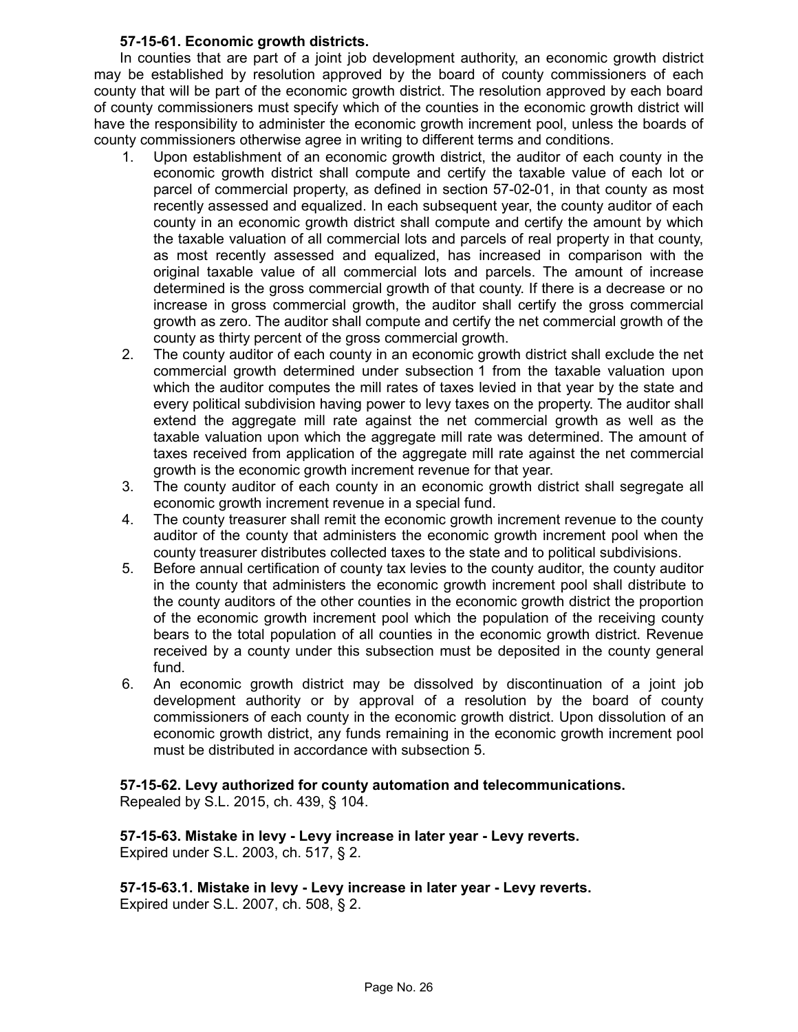**57-15-61. Economic growth districts.**

In counties that are part of a joint job development authority, an economic growth district may be established by resolution approved by the board of county commissioners of each county that will be part of the economic growth district. The resolution approved by each board of county commissioners must specify which of the counties in the economic growth district will have the responsibility to administer the economic growth increment pool, unless the boards of county commissioners otherwise agree in writing to different terms and conditions.

1. Upon establishment of an economic growth district, the auditor of each county in the economic growth district shall compute and certify the taxable value of each lot or parcel of commercial property, as defined in section 57-02-01, in that county as most recently assessed and equalized. In each subsequent year, the county auditor of each county in an economic growth district shall compute and certify the amount by which the taxable valuation of all commercial lots and parcels of real property in that county, as most recently assessed and equalized, has increased in comparison with the original taxable value of all commercial lots and parcels. The amount of increase determined is the gross commercial growth of that county. If there is a decrease or no increase in gross commercial growth, the auditor shall certify the gross commercial growth as zero. The auditor shall compute and certify the net commercial growth of the county as thirty percent of the gross commercial growth.
2. The county auditor of each county in an economic growth district shall exclude the net commercial growth determined under subsection 1 from the taxable valuation upon which the auditor computes the mill rates of taxes levied in that year by the state and every political subdivision having power to levy taxes on the property. The auditor shall extend the aggregate mill rate against the net commercial growth as well as the taxable valuation upon which the aggregate mill rate was determined. The amount of taxes received from application of the aggregate mill rate against the net commercial growth is the economic growth increment revenue for that year.
3. The county auditor of each county in an economic growth district shall segregate all economic growth increment revenue in a special fund.
4. The county treasurer shall remit the economic growth increment revenue to the county auditor of the county that administers the economic growth increment pool when the county treasurer distributes collected taxes to the state and to political subdivisions.
5. Before annual certification of county tax levies to the county auditor, the county auditor in the county that administers the economic growth increment pool shall distribute to the county auditors of the other counties in the economic growth district the proportion of the economic growth increment pool which the population of the receiving county bears to the total population of all counties in the economic growth district. Revenue received by a county under this subsection must be deposited in the county general fund.
6. An economic growth district may be dissolved by discontinuation of a joint job development authority or by approval of a resolution by the board of county commissioners of each county in the economic growth district. Upon dissolution of an economic growth district, any funds remaining in the economic growth increment pool must be distributed in accordance with subsection 5.

**57-15-62. Levy authorized for county automation and telecommunications.**

Repealed by S.L. 2015, ch. 439, § 104.

**57-15-63. Mistake in levy - Levy increase in later year - Levy reverts.**

Expired under S.L. 2003, ch. 517, § 2.

**57-15-63.1. Mistake in levy - Levy increase in later year - Levy reverts.**

Expired under S.L. 2007, ch. 508, § 2.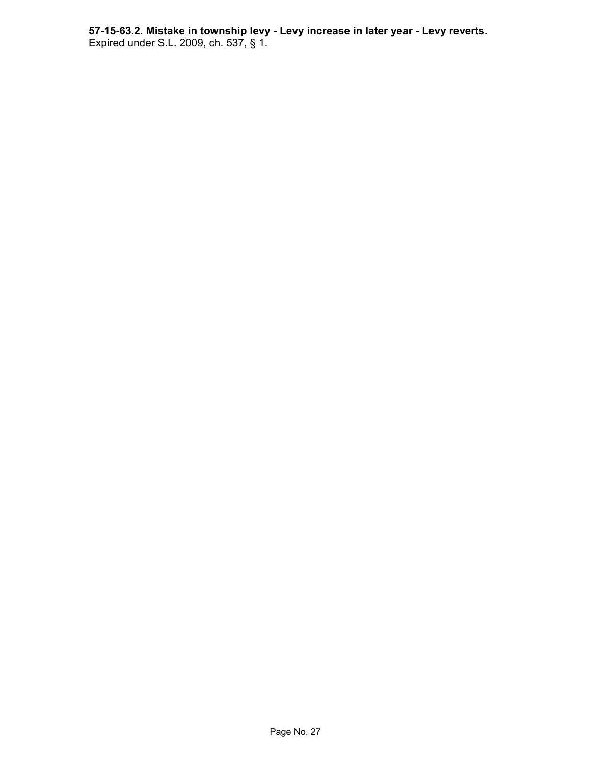**57-15-63.2. Mistake in township levy - Levy increase in later year - Levy reverts.**
Expired under S.L. 2009, ch. 537, § 1.